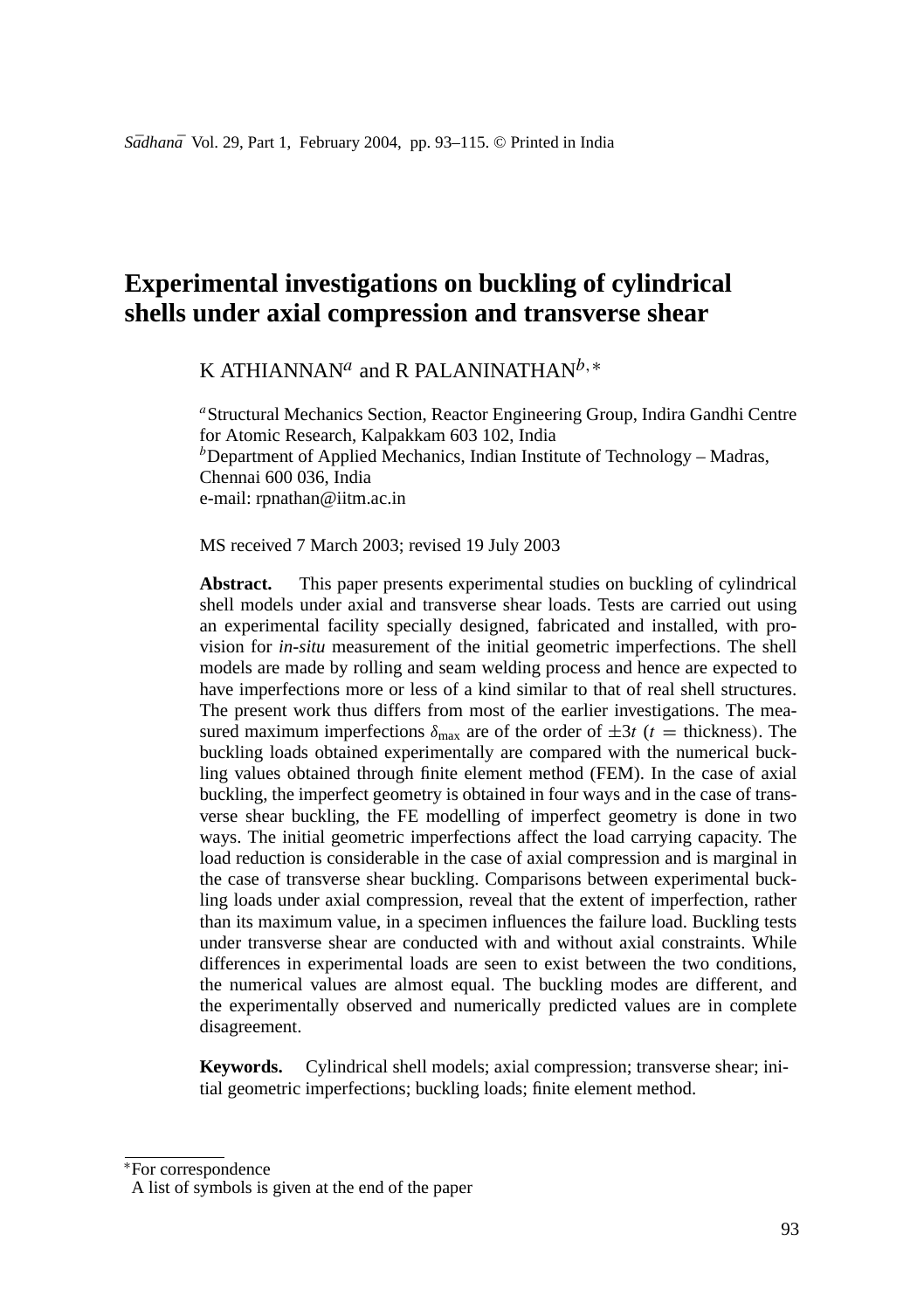# Experimental investigations on buckling of cylindrical shells under axial compression and transverse shear

K ATHIANNAN[a] and R PALANINATHAN[b,*]

[a]Structural Mechanics Section, Reactor Engineering Group, Indira Gandhi Centre for Atomic Research, Kalpakkam 603 102, India
[b]Department of Applied Mechanics, Indian Institute of Technology – Madras, Chennai 600 036, India
e-mail: rpnathan@iitm.ac.in

MS received 7 March 2003; revised 19 July 2003

**Abstract.** This paper presents experimental studies on buckling of cylindrical shell models under axial and transverse shear loads. Tests are carried out using an experimental facility specially designed, fabricated and installed, with provision for *in-situ* measurement of the initial geometric imperfections. The shell models are made by rolling and seam welding process and hence are expected to have imperfections more or less of a kind similar to that of real shell structures. The present work thus differs from most of the earlier investigations. The measured maximum imperfections $\delta_{\max}$ are of the order of $\pm 3t$ ($t$ = thickness). The buckling loads obtained experimentally are compared with the numerical buckling values obtained through finite element method (FEM). In the case of axial buckling, the imperfect geometry is obtained in four ways and in the case of transverse shear buckling, the FE modelling of imperfect geometry is done in two ways. The initial geometric imperfections affect the load carrying capacity. The load reduction is considerable in the case of axial compression and is marginal in the case of transverse shear buckling. Comparisons between experimental buckling loads under axial compression, reveal that the extent of imperfection, rather than its maximum value, in a specimen influences the failure load. Buckling tests under transverse shear are conducted with and without axial constraints. While differences in experimental loads are seen to exist between the two conditions, the numerical values are almost equal. The buckling modes are different, and the experimentally observed and numerically predicted values are in complete disagreement.

**Keywords.** Cylindrical shell models; axial compression; transverse shear; initial geometric imperfections; buckling loads; finite element method.

---

*For correspondence
A list of symbols is given at the end of the paper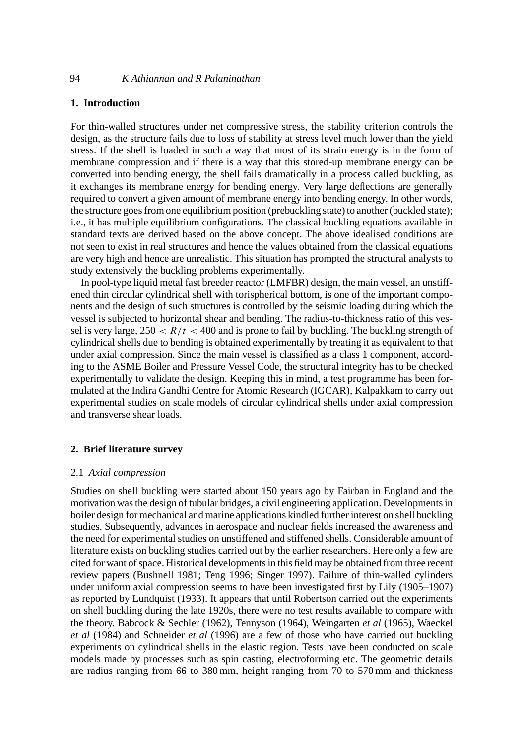## 1. Introduction

For thin-walled structures under net compressive stress, the stability criterion controls the design, as the structure fails due to loss of stability at stress level much lower than the yield stress. If the shell is loaded in such a way that most of its strain energy is in the form of membrane compression and if there is a way that this stored-up membrane energy can be converted into bending energy, the shell fails dramatically in a process called buckling, as it exchanges its membrane energy for bending energy. Very large deflections are generally required to convert a given amount of membrane energy into bending energy. In other words, the structure goes from one equilibrium position (prebuckling state) to another (buckled state); i.e., it has multiple equilibrium configurations. The classical buckling equations available in standard texts are derived based on the above concept. The above idealised conditions are not seen to exist in real structures and hence the values obtained from the classical equations are very high and hence are unrealistic. This situation has prompted the structural analysts to study extensively the buckling problems experimentally.

In pool-type liquid metal fast breeder reactor (LMFBR) design, the main vessel, an unstiffened thin circular cylindrical shell with torispherical bottom, is one of the important components and the design of such structures is controlled by the seismic loading during which the vessel is subjected to horizontal shear and bending. The radius-to-thickness ratio of this vessel is very large, $250 < R/t < 400$ and is prone to fail by buckling. The buckling strength of cylindrical shells due to bending is obtained experimentally by treating it as equivalent to that under axial compression. Since the main vessel is classified as a class 1 component, according to the ASME Boiler and Pressure Vessel Code, the structural integrity has to be checked experimentally to validate the design. Keeping this in mind, a test programme has been formulated at the Indira Gandhi Centre for Atomic Research (IGCAR), Kalpakkam to carry out experimental studies on scale models of circular cylindrical shells under axial compression and transverse shear loads.

## 2. Brief literature survey

### 2.1 *Axial compression*

Studies on shell buckling were started about 150 years ago by Fairban in England and the motivation was the design of tubular bridges, a civil engineering application. Developments in boiler design for mechanical and marine applications kindled further interest on shell buckling studies. Subsequently, advances in aerospace and nuclear fields increased the awareness and the need for experimental studies on unstiffened and stiffened shells. Considerable amount of literature exists on buckling studies carried out by the earlier researchers. Here only a few are cited for want of space. Historical developments in this field may be obtained from three recent review papers (Bushnell 1981; Teng 1996; Singer 1997). Failure of thin-walled cylinders under uniform axial compression seems to have been investigated first by Lily (1905–1907) as reported by Lundquist (1933). It appears that until Robertson carried out the experiments on shell buckling during the late 1920s, there were no test results available to compare with the theory. Babcock & Sechler (1962), Tennyson (1964), Weingarten *et al* (1965), Waeckel *et al* (1984) and Schneider *et al* (1996) are a few of those who have carried out buckling experiments on cylindrical shells in the elastic region. Tests have been conducted on scale models made by processes such as spin casting, electroforming etc. The geometric details are radius ranging from 66 to 380 mm, height ranging from 70 to 570 mm and thickness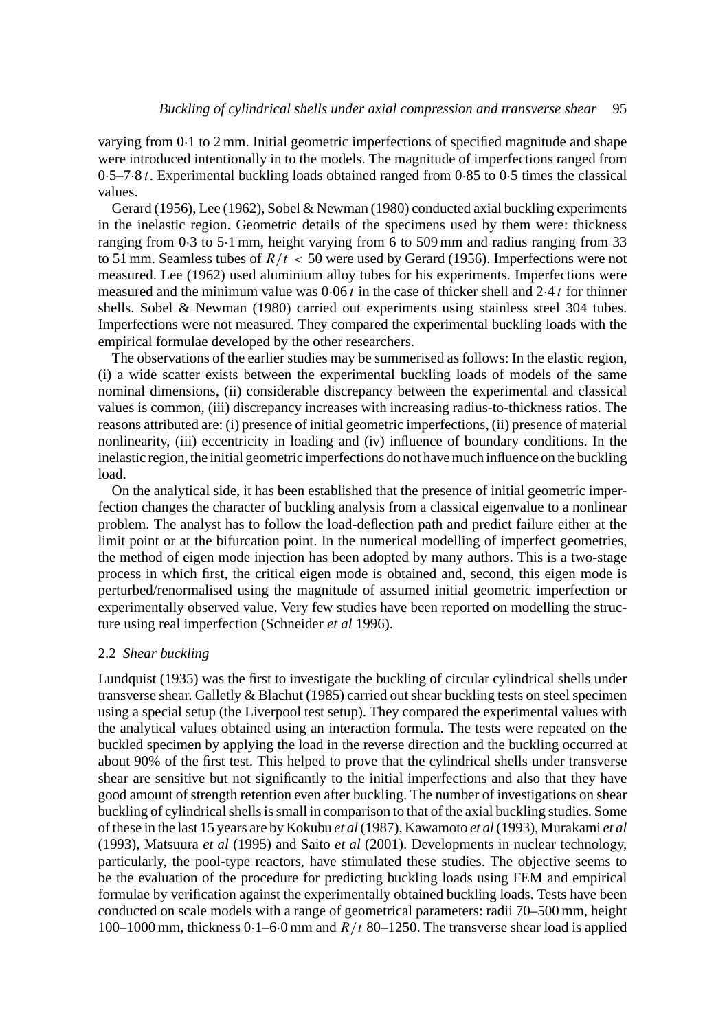varying from 0·1 to 2 mm. Initial geometric imperfections of specified magnitude and shape were introduced intentionally in to the models. The magnitude of imperfections ranged from 0·5–7·8 $t$. Experimental buckling loads obtained ranged from 0·85 to 0·5 times the classical values.

Gerard (1956), Lee (1962), Sobel & Newman (1980) conducted axial buckling experiments in the inelastic region. Geometric details of the specimens used by them were: thickness ranging from 0·3 to 5·1 mm, height varying from 6 to 509 mm and radius ranging from 33 to 51 mm. Seamless tubes of $R/t < 50$ were used by Gerard (1956). Imperfections were not measured. Lee (1962) used aluminium alloy tubes for his experiments. Imperfections were measured and the minimum value was 0·06 $t$ in the case of thicker shell and 2·4 $t$ for thinner shells. Sobel & Newman (1980) carried out experiments using stainless steel 304 tubes. Imperfections were not measured. They compared the experimental buckling loads with the empirical formulae developed by the other researchers.

The observations of the earlier studies may be summerised as follows: In the elastic region, (i) a wide scatter exists between the experimental buckling loads of models of the same nominal dimensions, (ii) considerable discrepancy between the experimental and classical values is common, (iii) discrepancy increases with increasing radius-to-thickness ratios. The reasons attributed are: (i) presence of initial geometric imperfections, (ii) presence of material nonlinearity, (iii) eccentricity in loading and (iv) influence of boundary conditions. In the inelastic region, the initial geometric imperfections do not have much influence on the buckling load.

On the analytical side, it has been established that the presence of initial geometric imperfection changes the character of buckling analysis from a classical eigenvalue to a nonlinear problem. The analyst has to follow the load-deflection path and predict failure either at the limit point or at the bifurcation point. In the numerical modelling of imperfect geometries, the method of eigen mode injection has been adopted by many authors. This is a two-stage process in which first, the critical eigen mode is obtained and, second, this eigen mode is perturbed/renormalised using the magnitude of assumed initial geometric imperfection or experimentally observed value. Very few studies have been reported on modelling the structure using real imperfection (Schneider *et al* 1996).

### 2.2 *Shear buckling*

Lundquist (1935) was the first to investigate the buckling of circular cylindrical shells under transverse shear. Galletly & Blachut (1985) carried out shear buckling tests on steel specimen using a special setup (the Liverpool test setup). They compared the experimental values with the analytical values obtained using an interaction formula. The tests were repeated on the buckled specimen by applying the load in the reverse direction and the buckling occurred at about 90% of the first test. This helped to prove that the cylindrical shells under transverse shear are sensitive but not significantly to the initial imperfections and also that they have good amount of strength retention even after buckling. The number of investigations on shear buckling of cylindrical shells is small in comparison to that of the axial buckling studies. Some of these in the last 15 years are by Kokubu *et al* (1987), Kawamoto *et al* (1993), Murakami *et al* (1993), Matsuura *et al* (1995) and Saito *et al* (2001). Developments in nuclear technology, particularly, the pool-type reactors, have stimulated these studies. The objective seems to be the evaluation of the procedure for predicting buckling loads using FEM and empirical formulae by verification against the experimentally obtained buckling loads. Tests have been conducted on scale models with a range of geometrical parameters: radii 70–500 mm, height 100–1000 mm, thickness 0·1–6·0 mm and $R/t$ 80–1250. The transverse shear load is applied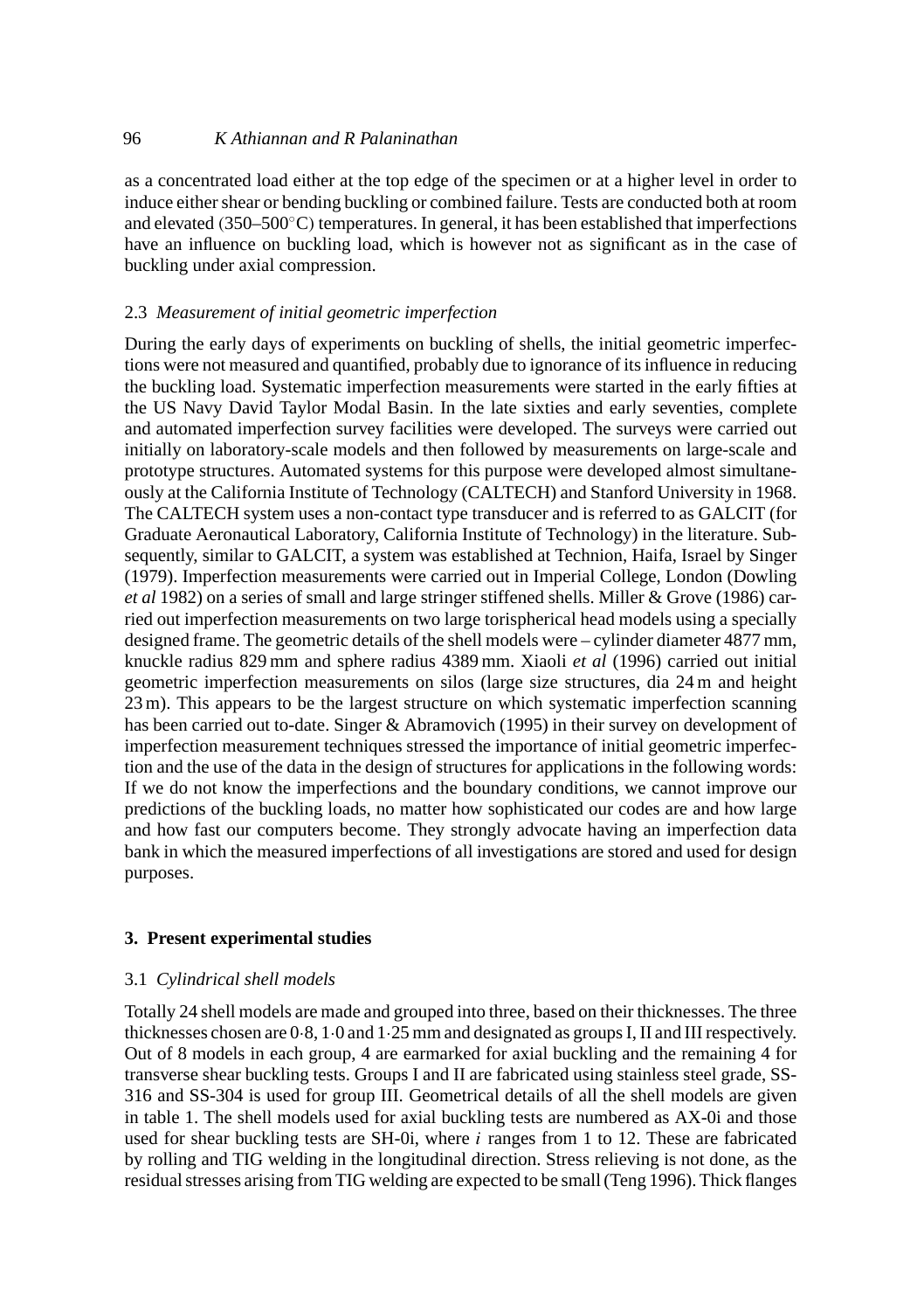as a concentrated load either at the top edge of the specimen or at a higher level in order to induce either shear or bending buckling or combined failure. Tests are conducted both at room and elevated (350–500°C) temperatures. In general, it has been established that imperfections have an influence on buckling load, which is however not as significant as in the case of buckling under axial compression.

### 2.3 *Measurement of initial geometric imperfection*

During the early days of experiments on buckling of shells, the initial geometric imperfections were not measured and quantified, probably due to ignorance of its influence in reducing the buckling load. Systematic imperfection measurements were started in the early fifties at the US Navy David Taylor Modal Basin. In the late sixties and early seventies, complete and automated imperfection survey facilities were developed. The surveys were carried out initially on laboratory-scale models and then followed by measurements on large-scale and prototype structures. Automated systems for this purpose were developed almost simultaneously at the California Institute of Technology (CALTECH) and Stanford University in 1968. The CALTECH system uses a non-contact type transducer and is referred to as GALCIT (for Graduate Aeronautical Laboratory, California Institute of Technology) in the literature. Subsequently, similar to GALCIT, a system was established at Technion, Haifa, Israel by Singer (1979). Imperfection measurements were carried out in Imperial College, London (Dowling *et al* 1982) on a series of small and large stringer stiffened shells. Miller & Grove (1986) carried out imperfection measurements on two large torispherical head models using a specially designed frame. The geometric details of the shell models were – cylinder diameter 4877 mm, knuckle radius 829 mm and sphere radius 4389 mm. Xiaoli *et al* (1996) carried out initial geometric imperfection measurements on silos (large size structures, dia 24 m and height 23 m). This appears to be the largest structure on which systematic imperfection scanning has been carried out to-date. Singer & Abramovich (1995) in their survey on development of imperfection measurement techniques stressed the importance of initial geometric imperfection and the use of the data in the design of structures for applications in the following words: If we do not know the imperfections and the boundary conditions, we cannot improve our predictions of the buckling loads, no matter how sophisticated our codes are and how large and how fast our computers become. They strongly advocate having an imperfection data bank in which the measured imperfections of all investigations are stored and used for design purposes.

## 3. Present experimental studies

### 3.1 *Cylindrical shell models*

Totally 24 shell models are made and grouped into three, based on their thicknesses. The three thicknesses chosen are 0·8, 1·0 and 1·25 mm and designated as groups I, II and III respectively. Out of 8 models in each group, 4 are earmarked for axial buckling and the remaining 4 for transverse shear buckling tests. Groups I and II are fabricated using stainless steel grade, SS-316 and SS-304 is used for group III. Geometrical details of all the shell models are given in table 1. The shell models used for axial buckling tests are numbered as AX-0i and those used for shear buckling tests are SH-0i, where $i$ ranges from 1 to 12. These are fabricated by rolling and TIG welding in the longitudinal direction. Stress relieving is not done, as the residual stresses arising from TIG welding are expected to be small (Teng 1996). Thick flanges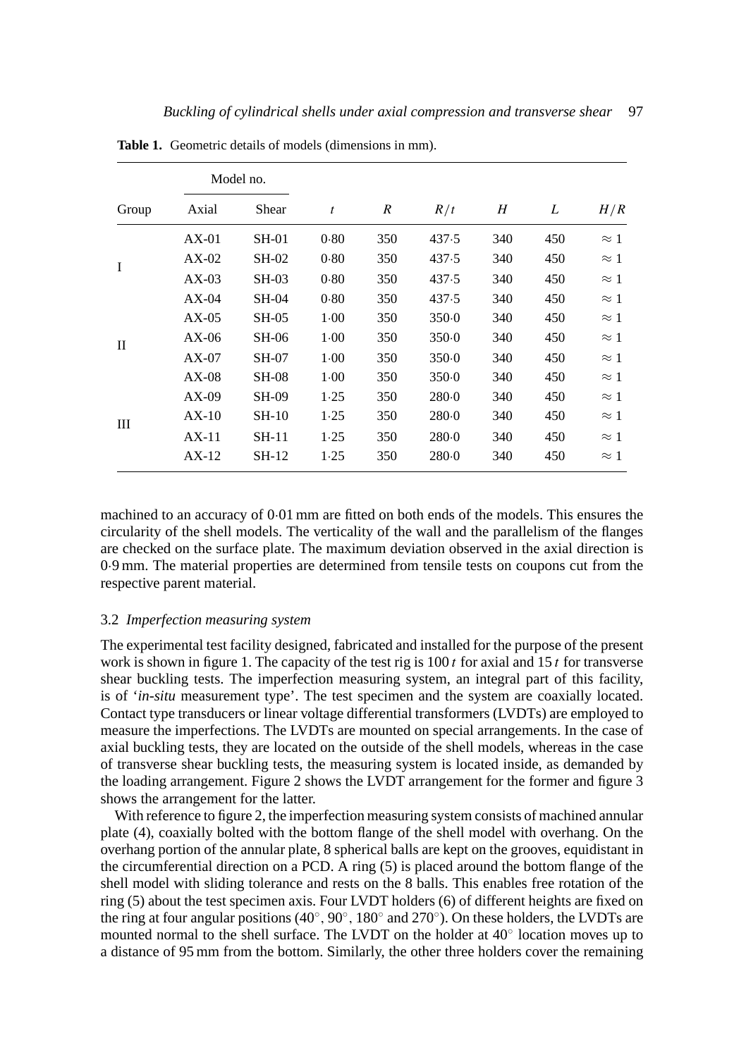**Table 1.** Geometric details of models (dimensions in mm).

| Group | Model no. | | $t$ | $R$ | $R/t$ | $H$ | $L$ | $H/R$ |
|---|---|---|---|---|---|---|---|---|
| | Axial | Shear | | | | | | |
| I | AX-01 | SH-01 | 0·80 | 350 | 437·5 | 340 | 450 | $\approx 1$ |
| | AX-02 | SH-02 | 0·80 | 350 | 437·5 | 340 | 450 | $\approx 1$ |
| | AX-03 | SH-03 | 0·80 | 350 | 437·5 | 340 | 450 | $\approx 1$ |
| | AX-04 | SH-04 | 0·80 | 350 | 437·5 | 340 | 450 | $\approx 1$ |
| II | AX-05 | SH-05 | 1·00 | 350 | 350·0 | 340 | 450 | $\approx 1$ |
| | AX-06 | SH-06 | 1·00 | 350 | 350·0 | 340 | 450 | $\approx 1$ |
| | AX-07 | SH-07 | 1·00 | 350 | 350·0 | 340 | 450 | $\approx 1$ |
| | AX-08 | SH-08 | 1·00 | 350 | 350·0 | 340 | 450 | $\approx 1$ |
| III | AX-09 | SH-09 | 1·25 | 350 | 280·0 | 340 | 450 | $\approx 1$ |
| | AX-10 | SH-10 | 1·25 | 350 | 280·0 | 340 | 450 | $\approx 1$ |
| | AX-11 | SH-11 | 1·25 | 350 | 280·0 | 340 | 450 | $\approx 1$ |
| | AX-12 | SH-12 | 1·25 | 350 | 280·0 | 340 | 450 | $\approx 1$ |

machined to an accuracy of 0·01 mm are fitted on both ends of the models. This ensures the circularity of the shell models. The verticality of the wall and the parallelism of the flanges are checked on the surface plate. The maximum deviation observed in the axial direction is 0·9 mm. The material properties are determined from tensile tests on coupons cut from the respective parent material.

### 3.2 *Imperfection measuring system*

The experimental test facility designed, fabricated and installed for the purpose of the present work is shown in figure 1. The capacity of the test rig is 100 *t* for axial and 15 *t* for transverse shear buckling tests. The imperfection measuring system, an integral part of this facility, is of '*in-situ* measurement type'. The test specimen and the system are coaxially located. Contact type transducers or linear voltage differential transformers (LVDTs) are employed to measure the imperfections. The LVDTs are mounted on special arrangements. In the case of axial buckling tests, they are located on the outside of the shell models, whereas in the case of transverse shear buckling tests, the measuring system is located inside, as demanded by the loading arrangement. Figure 2 shows the LVDT arrangement for the former and figure 3 shows the arrangement for the latter.

With reference to figure 2, the imperfection measuring system consists of machined annular plate (4), coaxially bolted with the bottom flange of the shell model with overhang. On the overhang portion of the annular plate, 8 spherical balls are kept on the grooves, equidistant in the circumferential direction on a PCD. A ring (5) is placed around the bottom flange of the shell model with sliding tolerance and rests on the 8 balls. This enables free rotation of the ring (5) about the test specimen axis. Four LVDT holders (6) of different heights are fixed on the ring at four angular positions ($40^\circ$, $90^\circ$, $180^\circ$ and $270^\circ$). On these holders, the LVDTs are mounted normal to the shell surface. The LVDT on the holder at $40^\circ$ location moves up to a distance of 95 mm from the bottom. Similarly, the other three holders cover the remaining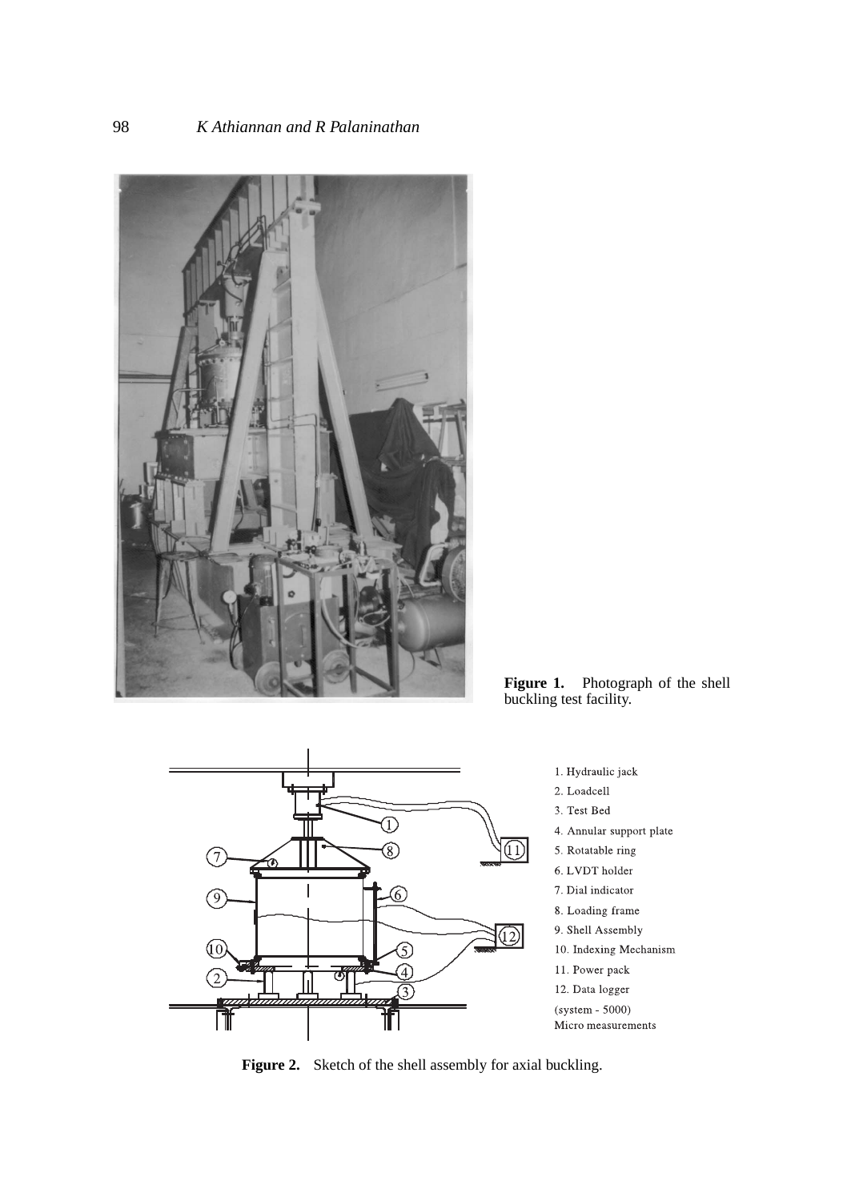**Figure 1.** Photograph of the shell buckling test facility.

1. Hydraulic jack
2. Loadcell
3. Test Bed
4. Annular support plate
5. Rotatable ring
6. LVDT holder
7. Dial indicator
8. Loading frame
9. Shell Assembly
10. Indexing Mechanism
11. Power pack
12. Data logger (system - 5000) Micro measurements

**Figure 2.** Sketch of the shell assembly for axial buckling.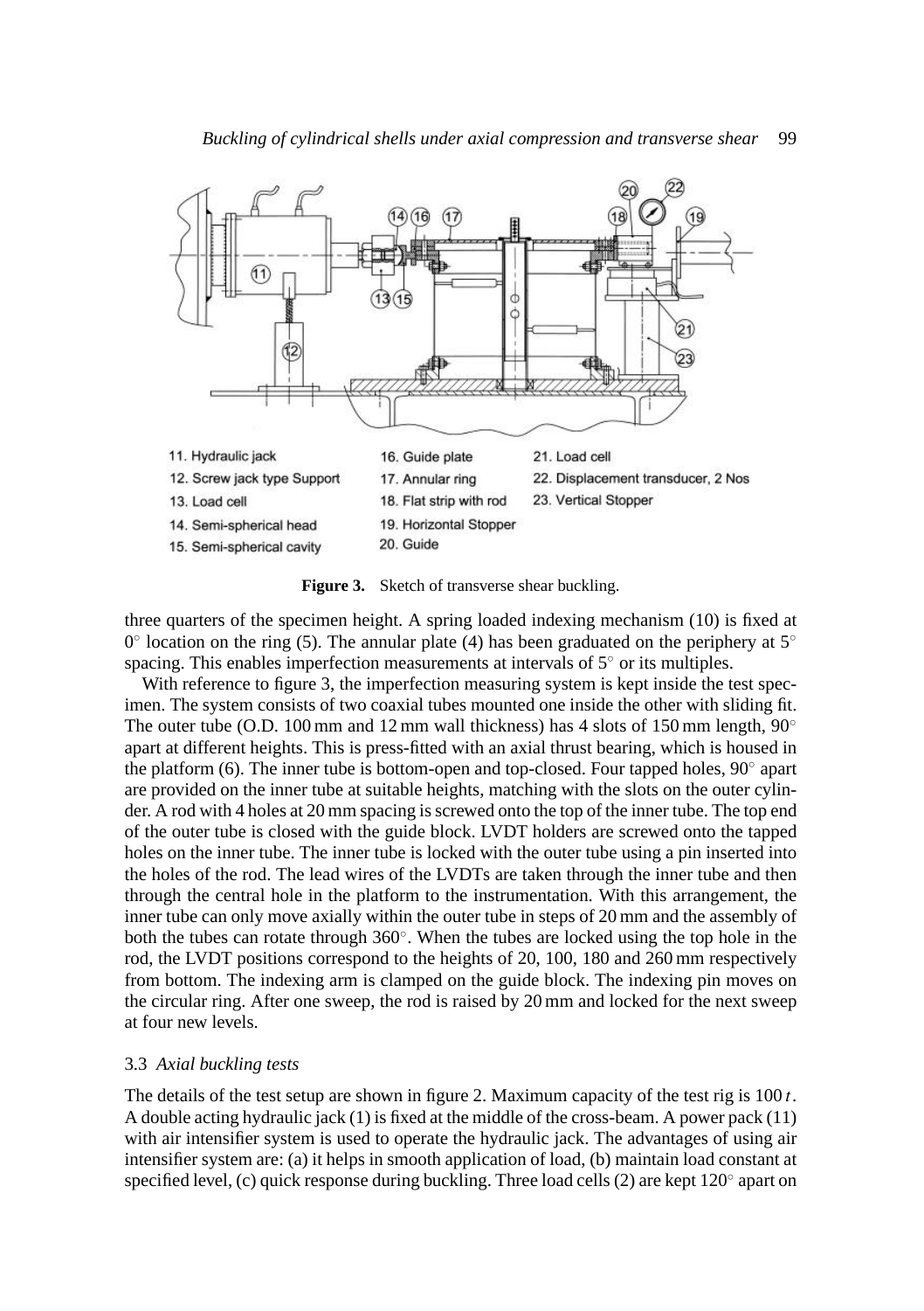11. Hydraulic jack
12. Screw jack type Support
13. Load cell
14. Semi-spherical head
15. Semi-spherical cavity
16. Guide plate
17. Annular ring
18. Flat strip with rod
19. Horizontal Stopper
20. Guide
21. Load cell
22. Displacement transducer, 2 Nos
23. Vertical Stopper

**Figure 3.** Sketch of transverse shear buckling.

three quarters of the specimen height. A spring loaded indexing mechanism (10) is fixed at $0^\circ$ location on the ring (5). The annular plate (4) has been graduated on the periphery at $5^\circ$ spacing. This enables imperfection measurements at intervals of $5^\circ$ or its multiples.

With reference to figure 3, the imperfection measuring system is kept inside the test specimen. The system consists of two coaxial tubes mounted one inside the other with sliding fit. The outer tube (O.D. 100 mm and 12 mm wall thickness) has 4 slots of 150 mm length, $90^\circ$ apart at different heights. This is press-fitted with an axial thrust bearing, which is housed in the platform (6). The inner tube is bottom-open and top-closed. Four tapped holes, $90^\circ$ apart are provided on the inner tube at suitable heights, matching with the slots on the outer cylinder. A rod with 4 holes at 20 mm spacing is screwed onto the top of the inner tube. The top end of the outer tube is closed with the guide block. LVDT holders are screwed onto the tapped holes on the inner tube. The inner tube is locked with the outer tube using a pin inserted into the holes of the rod. The lead wires of the LVDTs are taken through the inner tube and then through the central hole in the platform to the instrumentation. With this arrangement, the inner tube can only move axially within the outer tube in steps of 20 mm and the assembly of both the tubes can rotate through $360^\circ$. When the tubes are locked using the top hole in the rod, the LVDT positions correspond to the heights of 20, 100, 180 and 260 mm respectively from bottom. The indexing arm is clamped on the guide block. The indexing pin moves on the circular ring. After one sweep, the rod is raised by 20 mm and locked for the next sweep at four new levels.

### 3.3 *Axial buckling tests*

The details of the test setup are shown in figure 2. Maximum capacity of the test rig is 100 *t*. A double acting hydraulic jack (1) is fixed at the middle of the cross-beam. A power pack (11) with air intensifier system is used to operate the hydraulic jack. The advantages of using air intensifier system are: (a) it helps in smooth application of load, (b) maintain load constant at specified level, (c) quick response during buckling. Three load cells (2) are kept $120^\circ$ apart on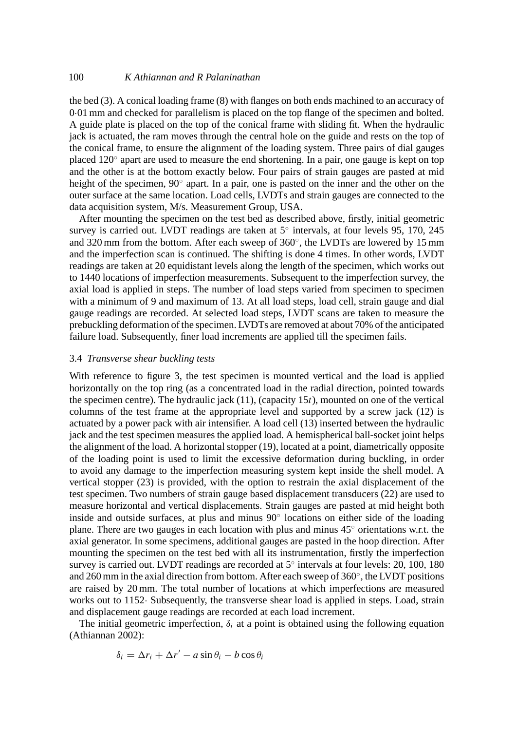the bed (3). A conical loading frame (8) with flanges on both ends machined to an accuracy of 0·01 mm and checked for parallelism is placed on the top flange of the specimen and bolted. A guide plate is placed on the top of the conical frame with sliding fit. When the hydraulic jack is actuated, the ram moves through the central hole on the guide and rests on the top of the conical frame, to ensure the alignment of the loading system. Three pairs of dial gauges placed $120^\circ$ apart are used to measure the end shortening. In a pair, one gauge is kept on top and the other is at the bottom exactly below. Four pairs of strain gauges are pasted at mid height of the specimen, $90^\circ$ apart. In a pair, one is pasted on the inner and the other on the outer surface at the same location. Load cells, LVDTs and strain gauges are connected to the data acquisition system, M/s. Measurement Group, USA.

After mounting the specimen on the test bed as described above, firstly, initial geometric survey is carried out. LVDT readings are taken at $5^\circ$ intervals, at four levels 95, 170, 245 and 320 mm from the bottom. After each sweep of $360^\circ$, the LVDTs are lowered by 15 mm and the imperfection scan is continued. The shifting is done 4 times. In other words, LVDT readings are taken at 20 equidistant levels along the length of the specimen, which works out to 1440 locations of imperfection measurements. Subsequent to the imperfection survey, the axial load is applied in steps. The number of load steps varied from specimen to specimen with a minimum of 9 and maximum of 13. At all load steps, load cell, strain gauge and dial gauge readings are recorded. At selected load steps, LVDT scans are taken to measure the prebuckling deformation of the specimen. LVDTs are removed at about 70% of the anticipated failure load. Subsequently, finer load increments are applied till the specimen fails.

### 3.4 *Transverse shear buckling tests*

With reference to figure 3, the test specimen is mounted vertical and the load is applied horizontally on the top ring (as a concentrated load in the radial direction, pointed towards the specimen centre). The hydraulic jack (11), (capacity $15t$), mounted on one of the vertical columns of the test frame at the appropriate level and supported by a screw jack (12) is actuated by a power pack with air intensifier. A load cell (13) inserted between the hydraulic jack and the test specimen measures the applied load. A hemispherical ball-socket joint helps the alignment of the load. A horizontal stopper (19), located at a point, diametrically opposite of the loading point is used to limit the excessive deformation during buckling, in order to avoid any damage to the imperfection measuring system kept inside the shell model. A vertical stopper (23) is provided, with the option to restrain the axial displacement of the test specimen. Two numbers of strain gauge based displacement transducers (22) are used to measure horizontal and vertical displacements. Strain gauges are pasted at mid height both inside and outside surfaces, at plus and minus $90^\circ$ locations on either side of the loading plane. There are two gauges in each location with plus and minus $45^\circ$ orientations w.r.t. the axial generator. In some specimens, additional gauges are pasted in the hoop direction. After mounting the specimen on the test bed with all its instrumentation, firstly the imperfection survey is carried out. LVDT readings are recorded at $5^\circ$ intervals at four levels: 20, 100, 180 and 260 mm in the axial direction from bottom. After each sweep of $360^\circ$, the LVDT positions are raised by 20 mm. The total number of locations at which imperfections are measured works out to 1152· Subsequently, the transverse shear load is applied in steps. Load, strain and displacement gauge readings are recorded at each load increment.

The initial geometric imperfection, $\delta_i$ at a point is obtained using the following equation (Athiannan 2002):

$$\delta_i = \Delta r_i + \Delta r' - a \sin \theta_i - b \cos \theta_i$$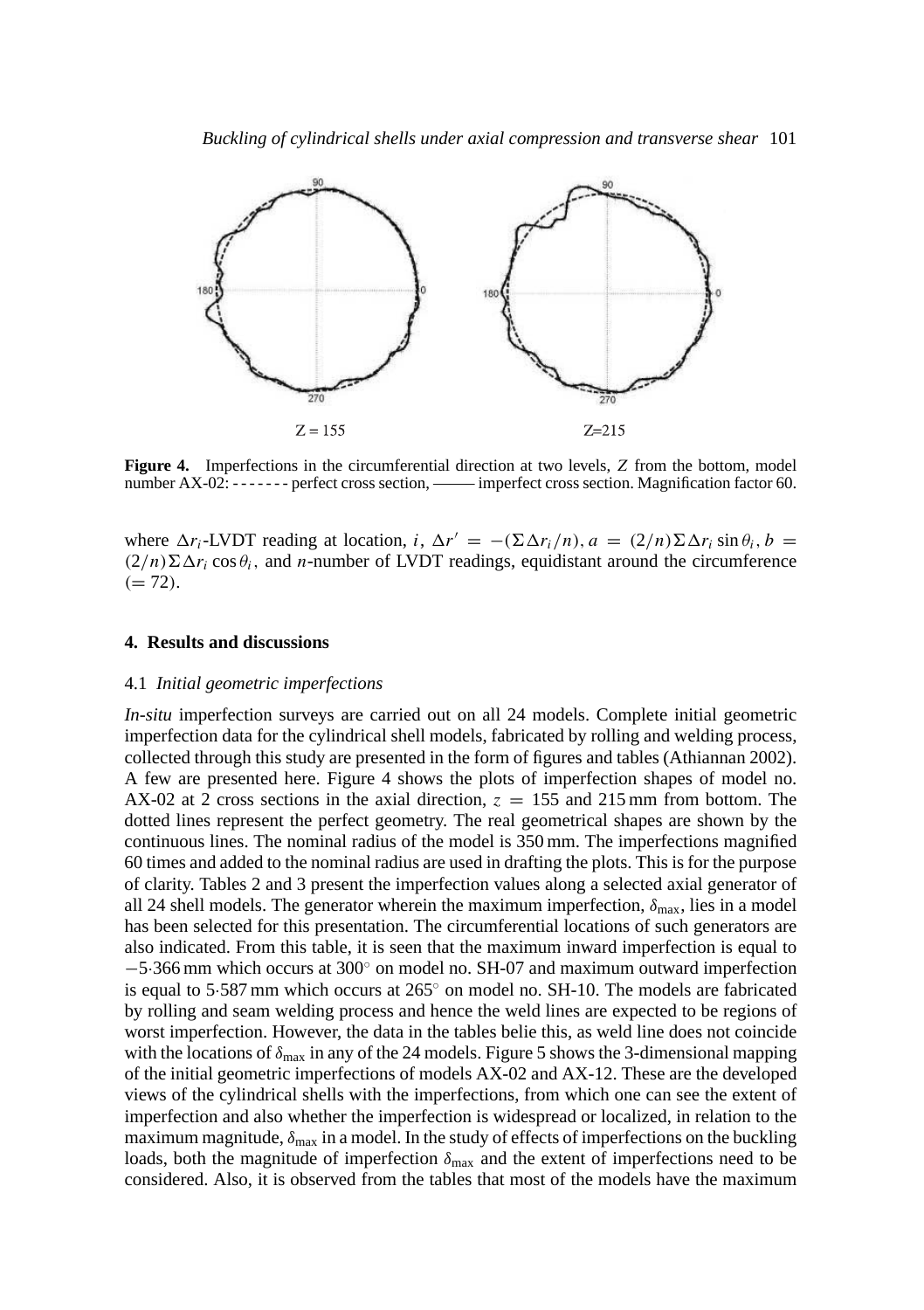**Figure 4.** Imperfections in the circumferential direction at two levels, $Z$ from the bottom, model number AX-02: - - - - - - - perfect cross section, ——— imperfect cross section. Magnification factor 60.

where $\Delta r_i$-LVDT reading at location, $i$, $\Delta r' = -(\Sigma \Delta r_i / n)$, $a = (2/n) \Sigma \Delta r_i \sin \theta_i$, $b = (2/n) \Sigma \Delta r_i \cos \theta_i$, and $n$-number of LVDT readings, equidistant around the circumference $(= 72)$.

## 4. Results and discussions

### 4.1 *Initial geometric imperfections*

*In-situ* imperfection surveys are carried out on all 24 models. Complete initial geometric imperfection data for the cylindrical shell models, fabricated by rolling and welding process, collected through this study are presented in the form of figures and tables (Athiannan 2002). A few are presented here. Figure 4 shows the plots of imperfection shapes of model no. AX-02 at 2 cross sections in the axial direction, $z = 155$ and 215 mm from bottom. The dotted lines represent the perfect geometry. The real geometrical shapes are shown by the continuous lines. The nominal radius of the model is 350 mm. The imperfections magnified 60 times and added to the nominal radius are used in drafting the plots. This is for the purpose of clarity. Tables 2 and 3 present the imperfection values along a selected axial generator of all 24 shell models. The generator wherein the maximum imperfection, $\delta_{\max}$, lies in a model has been selected for this presentation. The circumferential locations of such generators are also indicated. From this table, it is seen that the maximum inward imperfection is equal to $-5{\cdot}366$ mm which occurs at $300^\circ$ on model no. SH-07 and maximum outward imperfection is equal to $5{\cdot}587$ mm which occurs at $265^\circ$ on model no. SH-10. The models are fabricated by rolling and seam welding process and hence the weld lines are expected to be regions of worst imperfection. However, the data in the tables belie this, as weld line does not coincide with the locations of $\delta_{\max}$ in any of the 24 models. Figure 5 shows the 3-dimensional mapping of the initial geometric imperfections of models AX-02 and AX-12. These are the developed views of the cylindrical shells with the imperfections, from which one can see the extent of imperfection and also whether the imperfection is widespread or localized, in relation to the maximum magnitude, $\delta_{\max}$ in a model. In the study of effects of imperfections on the buckling loads, both the magnitude of imperfection $\delta_{\max}$ and the extent of imperfections need to be considered. Also, it is observed from the tables that most of the models have the maximum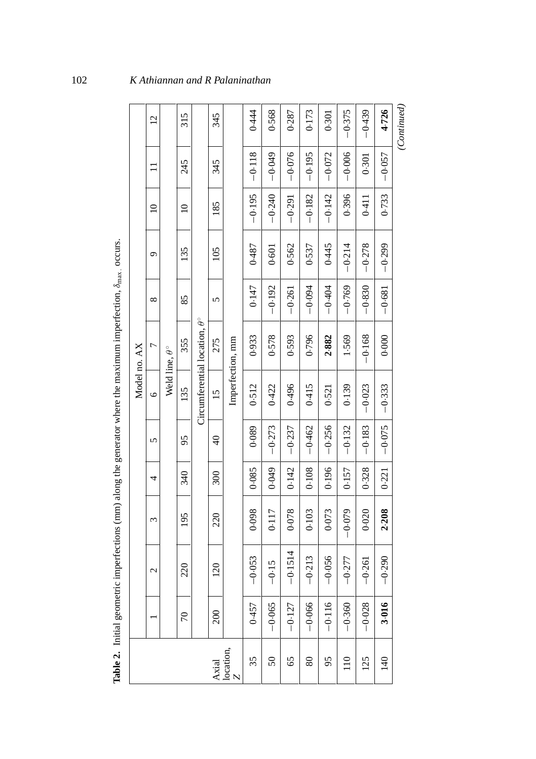**Table 2.** Initial geometric imperfections (mm) along the generator where the maximum imperfection, $\delta_{\max}$, occurs.

| | Model no. AX | | | | | | | | | | | |
|---|---|---|---|---|---|---|---|---|---|---|---|---|
| | 1 | 2 | 3 | 4 | 5 | 6 | 7 | 8 | 9 | 10 | 11 | 12 |
| | Weld line, $\theta^\circ$ | | | | | | | | | | | |
| | 70 | 220 | 195 | 340 | 95 | 135 | 355 | 85 | 135 | 10 | 245 | 315 |
| | Circumferential location, $\theta^\circ$ | | | | | | | | | | | |
| Axial location, $Z$ | 200 | 120 | 220 | 300 | 40 | 15 | 275 | 5 | 105 | 185 | 345 | 345 |
| | Imperfection, mm | | | | | | | | | | | |
| 35 | 0·457 | −0·053 | 0·098 | 0·085 | 0·089 | 0·512 | 0·933 | 0·147 | 0·487 | −0·195 | −0·118 | 0·444 |
| 50 | −0·065 | −0·15 | 0·117 | 0·049 | −0·273 | 0·422 | 0·578 | −0·192 | 0·601 | −0·240 | −0·049 | 0·568 |
| 65 | −0·127 | −0·1514 | 0·078 | 0·142 | −0·237 | 0·496 | 0·593 | −0·261 | 0·562 | −0·291 | −0·076 | 0·287 |
| 80 | −0·066 | −0·213 | 0·103 | 0·108 | −0·462 | 0·415 | 0·796 | −0·094 | 0·537 | −0·182 | −0·195 | 0·173 |
| 95 | −0·116 | −0·056 | 0·073 | 0·196 | −0·256 | 0·521 | **2·882** | −0·404 | 0·445 | −0·142 | −0·072 | 0·301 |
| 110 | −0·360 | −0·277 | −0·079 | 0·157 | −0·132 | 0·139 | 1·569 | −0·769 | −0·214 | 0·396 | −0·006 | −0·375 |
| 125 | −0·028 | −0·261 | 0·020 | 0·328 | −0·183 | −0·023 | −0·168 | −0·830 | −0·278 | 0·411 | 0·301 | −0·439 |
| 140 | **3·016** | −0·290 | **2·208** | 0·221 | −0·075 | −0·333 | 0·000 | −0·681 | −0·299 | 0·733 | −0·057 | **4·726** |

*(Continued)*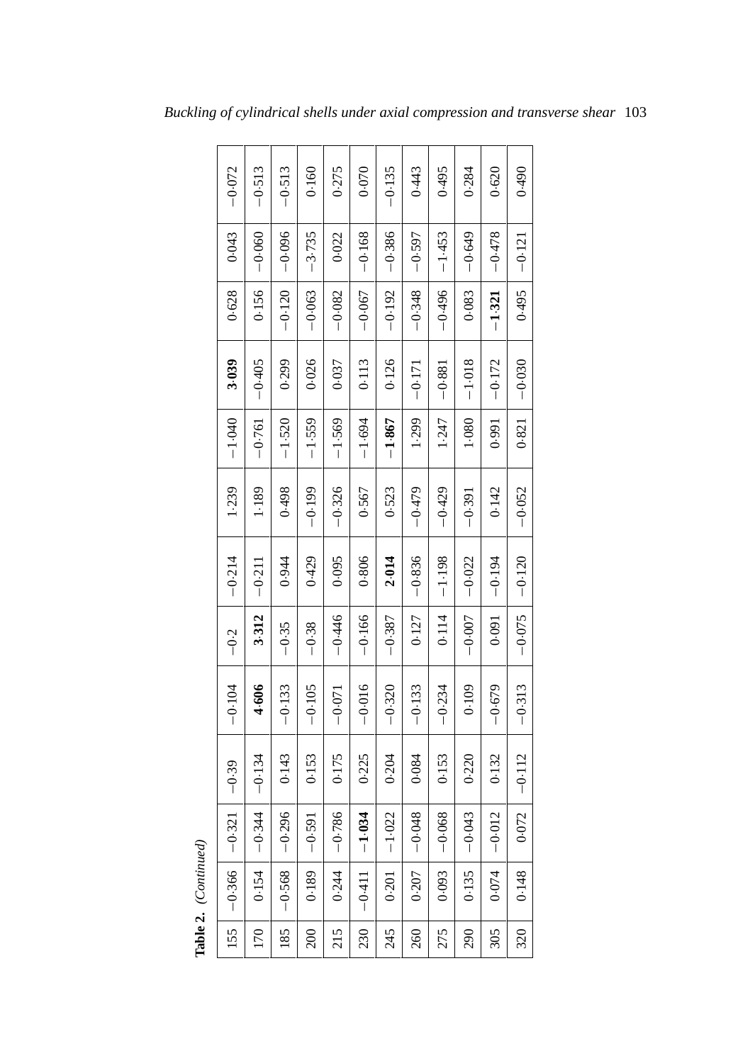**Table 2.** *(Continued)*

| | | | | | | | | | | | | |
|---|---|---|---|---|---|---|---|---|---|---|---|---|
| 155 | −0·366 | −0·321 | −0·39 | −0·104 | −0·2 | −0·214 | 1·239 | −1·040 | **3·039** | 0·628 | 0·043 | −0·072 |
| 170 | 0·154 | −0·344 | −0·134 | **4·606** | **3·312** | −0·211 | 1·189 | −0·761 | −0·405 | 0·156 | −0·060 | −0·513 |
| 185 | −0·568 | −0·296 | 0·143 | −0·133 | −0·35 | 0·944 | 0·498 | −1·520 | 0·299 | −0·120 | −0·096 | −0·513 |
| 200 | 0·189 | −0·591 | 0·153 | −0·105 | −0·38 | 0·429 | −0·199 | −1·559 | 0·026 | −0·063 | −3·735 | 0·160 |
| 215 | 0·244 | −0·786 | 0·175 | −0·071 | −0·446 | 0·095 | −0·326 | −1·569 | 0·037 | −0·082 | 0·022 | 0·275 |
| 230 | −0·411 | **−1·034** | 0·225 | −0·016 | −0·166 | 0·806 | 0·567 | −1·694 | 0·113 | −0·067 | −0·168 | 0·070 |
| 245 | 0·201 | −1·022 | 0·204 | −0·320 | −0·387 | **2·014** | 0·523 | **−1·867** | 0·126 | −0·192 | −0·386 | −0·135 |
| 260 | 0·207 | −0·048 | 0·084 | −0·133 | 0·127 | −0·836 | −0·479 | 1·299 | −0·171 | −0·348 | −0·597 | 0·443 |
| 275 | 0·093 | −0·068 | 0·153 | −0·234 | 0·114 | −1·198 | −0·429 | 1·247 | −0·881 | −0·496 | −1·453 | 0·495 |
| 290 | 0·135 | −0·043 | 0·220 | 0·109 | −0·007 | −0·022 | −0·391 | 1·080 | −1·018 | 0·083 | −0·649 | 0·284 |
| 305 | 0·074 | −0·012 | 0·132 | −0·679 | 0·091 | −0·194 | 0·142 | 0·991 | −0·172 | **−1·321** | −0·478 | 0·620 |
| 320 | 0·148 | 0·072 | −0·112 | −0·313 | −0·075 | −0·120 | −0·052 | 0·821 | −0·030 | 0·495 | −0·121 | 0·490 |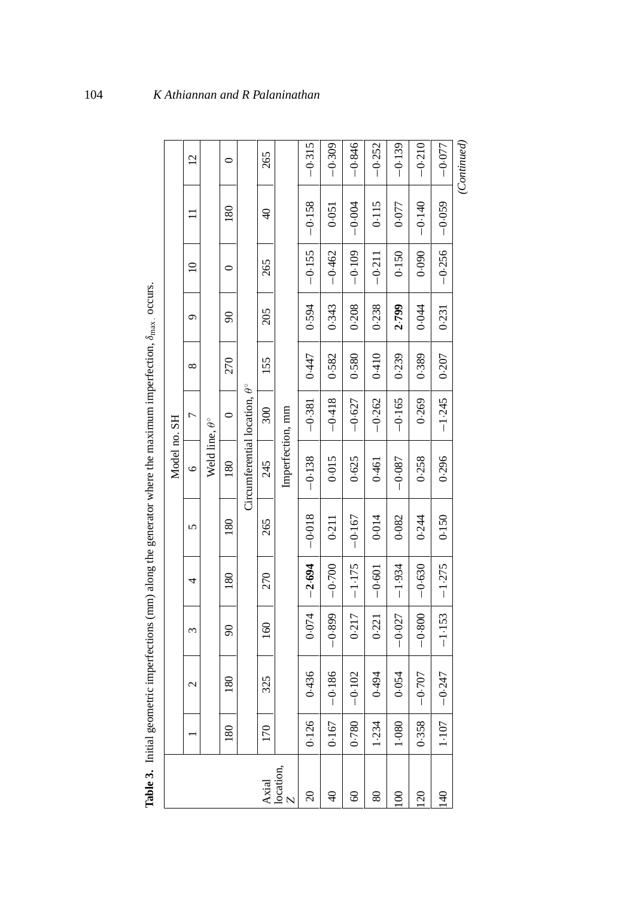**Table 3.** Initial geometric imperfections (mm) along the generator where the maximum imperfection, $\delta_{\max}$, occurs.

| | Model no. SH | | | | | | | | | | | |
|---|---|---|---|---|---|---|---|---|---|---|---|---|
| | 1 | 2 | 3 | 4 | 5 | 6 | 7 | 8 | 9 | 10 | 11 | 12 |
| | Weld line, $\theta^\circ$ | | | | | | | | | | | |
| | 180 | 180 | 90 | 180 | 180 | 180 | 0 | 270 | 90 | 0 | 180 | 0 |
| | Circumferential location, $\theta^\circ$ | | | | | | | | | | | |
| Axial location, $Z$ | 170 | 325 | 160 | 270 | 265 | 245 | 300 | 155 | 205 | 265 | 40 | 265 |
| | Imperfection, mm | | | | | | | | | | | |
| 20 | 0·126 | 0·436 | 0·074 | **−2·694** | −0·018 | −0·138 | −0·381 | 0·447 | 0·594 | −0·155 | −0·158 | −0·315 |
| 40 | 0·167 | −0·186 | −0·899 | −0·700 | 0·211 | 0·015 | −0·418 | 0·582 | 0·343 | −0·462 | 0·051 | −0·309 |
| 60 | 0·780 | −0·102 | 0·217 | −1·175 | −0·167 | 0·625 | −0·627 | 0·580 | 0·208 | −0·109 | −0·004 | −0·846 |
| 80 | 1·234 | 0·494 | 0·221 | −0·601 | 0·014 | 0·461 | −0·262 | 0·410 | 0·238 | −0·211 | 0·115 | −0·252 |
| 100 | 1·080 | 0·054 | −0·027 | −1·934 | 0·082 | −0·087 | −0·165 | 0·239 | **2·799** | 0·150 | 0·077 | −0·139 |
| 120 | 0·358 | −0·707 | −0·800 | −0·630 | 0·244 | 0·258 | 0·269 | 0·389 | 0·044 | 0·090 | −0·140 | −0·210 |
| 140 | 1·107 | −0·247 | −1·153 | −1·275 | 0·150 | 0·296 | −1·245 | 0·207 | 0·231 | −0·256 | −0·059 | −0·077 |

*(Continued)*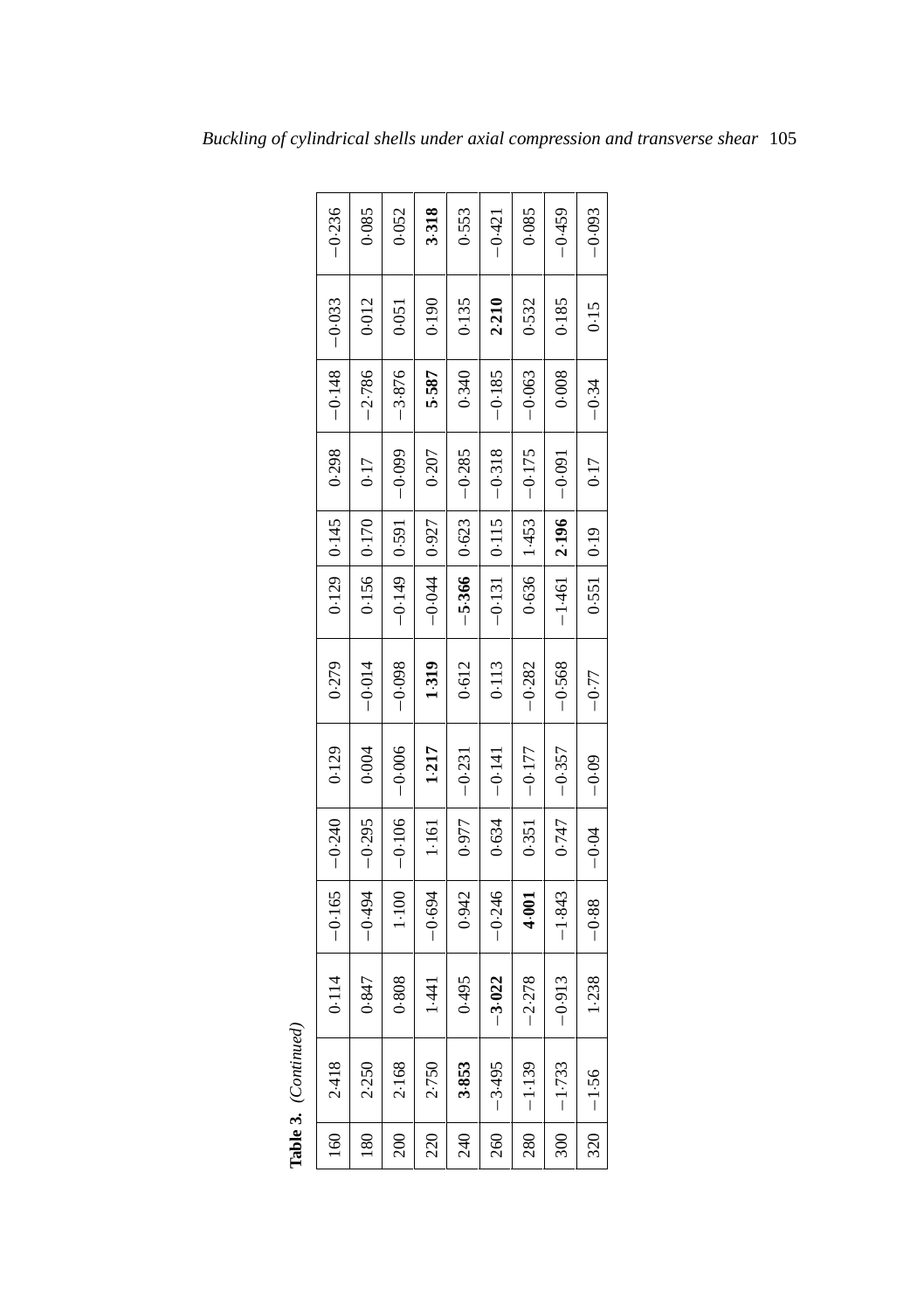**Table 3.** *(Continued)*

| | | | | | | | | | | | | |
|---|---|---|---|---|---|---|---|---|---|---|---|---|
| 160 | 2·418 | 0·114 | −0·165 | −0·240 | 0·129 | 0·279 | 0·129 | 0·145 | 0·298 | −0·148 | −0·033 | −0·236 |
| 180 | 2·250 | 0·847 | −0·494 | −0·295 | 0·004 | −0·014 | 0·156 | 0·170 | 0·17 | −2·786 | 0·012 | 0·085 |
| 200 | 2·168 | 0·808 | 1·100 | −0·106 | −0·006 | −0·098 | −0·149 | 0·591 | −0·099 | −3·876 | 0·051 | 0·052 |
| 220 | 2·750 | 1·441 | −0·694 | 1·161 | **1·217** | **1·319** | −0·044 | 0·927 | 0·207 | **5·587** | 0·190 | **3·318** |
| 240 | **3·853** | 0·495 | 0·942 | 0·977 | −0·231 | 0·612 | **−5·366** | 0·623 | −0·285 | 0·340 | 0·135 | 0·553 |
| 260 | −3·495 | **−3·022** | −0·246 | 0·634 | −0·141 | 0·113 | −0·131 | 0·115 | −0·318 | −0·185 | **2·210** | −0·421 |
| 280 | −1·139 | −2·278 | **4·001** | 0·351 | −0·177 | −0·282 | 0·636 | 1·453 | −0·175 | −0·063 | 0·532 | 0·085 |
| 300 | −1·733 | −0·913 | −1·843 | 0·747 | −0·357 | −0·568 | −1·461 | **2·196** | −0·091 | 0·008 | 0·185 | −0·459 |
| 320 | −1·56 | 1·238 | −0·88 | −0·04 | −0·09 | −0·77 | 0·551 | 0·19 | 0·17 | −0·34 | 0·15 | −0·093 |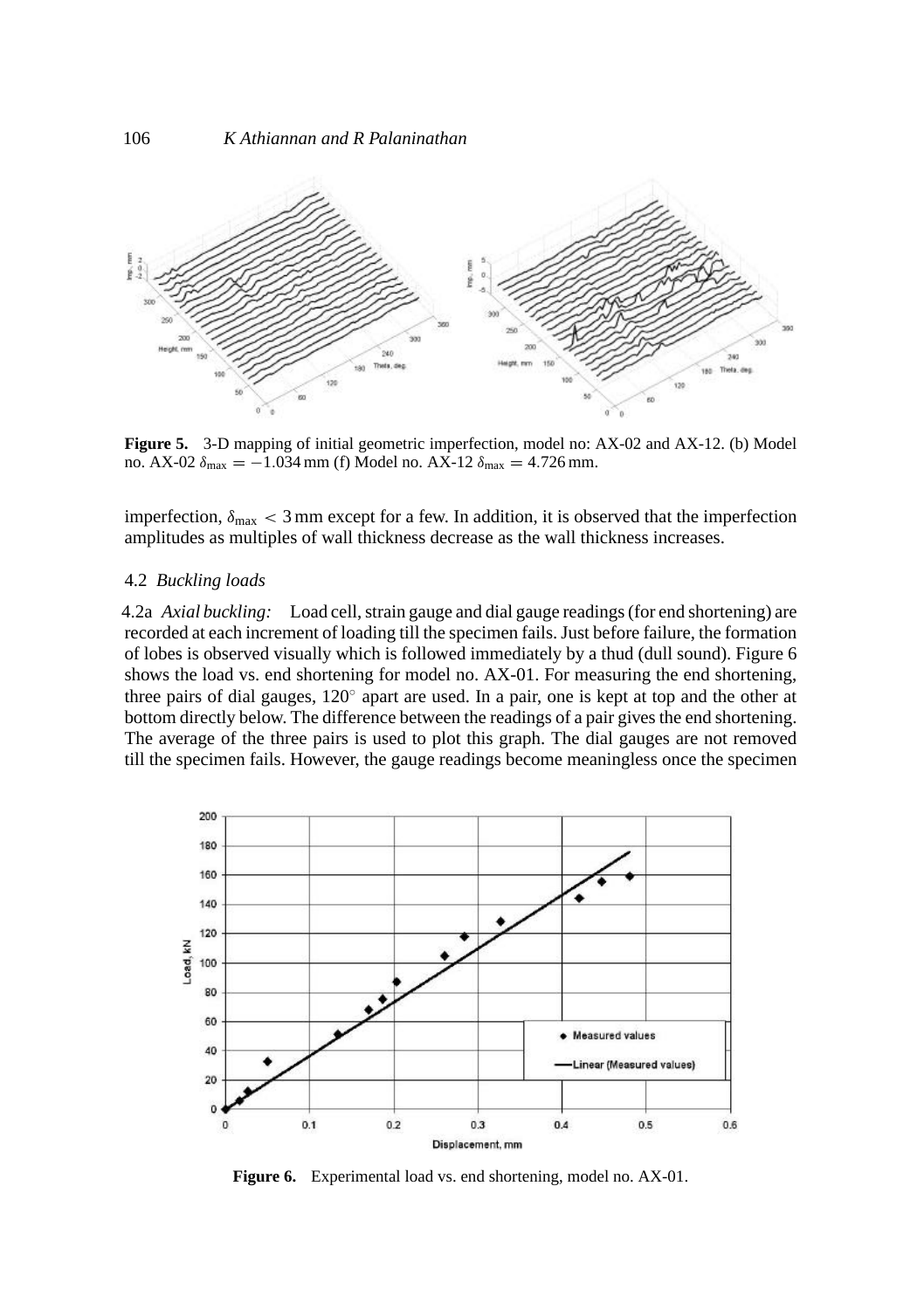**Figure 5.** 3-D mapping of initial geometric imperfection, model no: AX-02 and AX-12. (b) Model no. AX-02 $\delta_{max} = -1.034$ mm (f) Model no. AX-12 $\delta_{max} = 4.726$ mm.

imperfection, $\delta_{max} < 3$ mm except for a few. In addition, it is observed that the imperfection amplitudes as multiples of wall thickness decrease as the wall thickness increases.

### 4.2 *Buckling loads*

4.2a *Axial buckling:* Load cell, strain gauge and dial gauge readings (for end shortening) are recorded at each increment of loading till the specimen fails. Just before failure, the formation of lobes is observed visually which is followed immediately by a thud (dull sound). Figure 6 shows the load vs. end shortening for model no. AX-01. For measuring the end shortening, three pairs of dial gauges, 120° apart are used. In a pair, one is kept at top and the other at bottom directly below. The difference between the readings of a pair gives the end shortening. The average of the three pairs is used to plot this graph. The dial gauges are not removed till the specimen fails. However, the gauge readings become meaningless once the specimen

**Figure 6.** Experimental load vs. end shortening, model no. AX-01.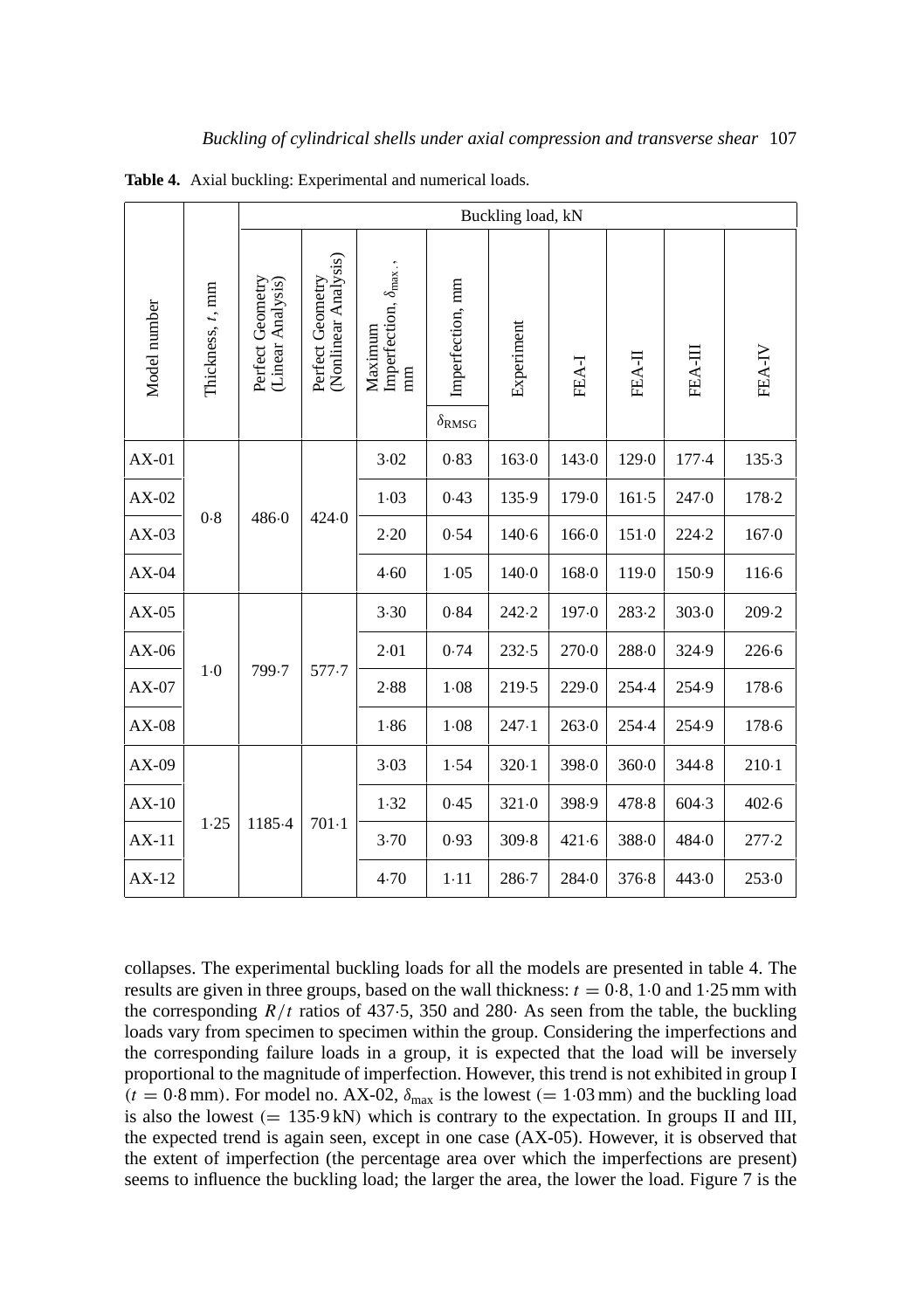**Table 4.** Axial buckling: Experimental and numerical loads.

| Model number | Thickness, $t$, mm | Buckling load, kN | | | | | | | | |
|---|---|---|---|---|---|---|---|---|---|---|
| | | Perfect Geometry (Linear Analysis) | Perfect Geometry (Nonlinear Analysis) | Maximum Imperfection, $\delta_{max}$, mm | Imperfection, mm $\delta_{RMSG}$ | Experiment | FEA-I | FEA-II | FEA-III | FEA-IV |
| AX-01 | 0·8 | 486·0 | 424·0 | 3·02 | 0·83 | 163·0 | 143·0 | 129·0 | 177·4 | 135·3 |
| AX-02 | | | | 1·03 | 0·43 | 135·9 | 179·0 | 161·5 | 247·0 | 178·2 |
| AX-03 | | | | 2·20 | 0·54 | 140·6 | 166·0 | 151·0 | 224·2 | 167·0 |
| AX-04 | | | | 4·60 | 1·05 | 140·0 | 168·0 | 119·0 | 150·9 | 116·6 |
| AX-05 | 1·0 | 799·7 | 577·7 | 3·30 | 0·84 | 242·2 | 197·0 | 283·2 | 303·0 | 209·2 |
| AX-06 | | | | 2·01 | 0·74 | 232·5 | 270·0 | 288·0 | 324·9 | 226·6 |
| AX-07 | | | | 2·88 | 1·08 | 219·5 | 229·0 | 254·4 | 254·9 | 178·6 |
| AX-08 | | | | 1·86 | 1·08 | 247·1 | 263·0 | 254·4 | 254·9 | 178·6 |
| AX-09 | 1·25 | 1185·4 | 701·1 | 3·03 | 1·54 | 320·1 | 398·0 | 360·0 | 344·8 | 210·1 |
| AX-10 | | | | 1·32 | 0·45 | 321·0 | 398·9 | 478·8 | 604·3 | 402·6 |
| AX-11 | | | | 3·70 | 0·93 | 309·8 | 421·6 | 388·0 | 484·0 | 277·2 |
| AX-12 | | | | 4·70 | 1·11 | 286·7 | 284·0 | 376·8 | 443·0 | 253·0 |

collapses. The experimental buckling loads for all the models are presented in table 4. The results are given in three groups, based on the wall thickness: $t = 0{\cdot}8$, $1{\cdot}0$ and $1{\cdot}25$ mm with the corresponding $R/t$ ratios of 437·5, 350 and 280· As seen from the table, the buckling loads vary from specimen to specimen within the group. Considering the imperfections and the corresponding failure loads in a group, it is expected that the load will be inversely proportional to the magnitude of imperfection. However, this trend is not exhibited in group I ($t = 0{\cdot}8$ mm). For model no. AX-02, $\delta_{max}$ is the lowest ($= 1{\cdot}03$ mm) and the buckling load is also the lowest ($= 135{\cdot}9$ kN) which is contrary to the expectation. In groups II and III, the expected trend is again seen, except in one case (AX-05). However, it is observed that the extent of imperfection (the percentage area over which the imperfections are present) seems to influence the buckling load; the larger the area, the lower the load. Figure 7 is the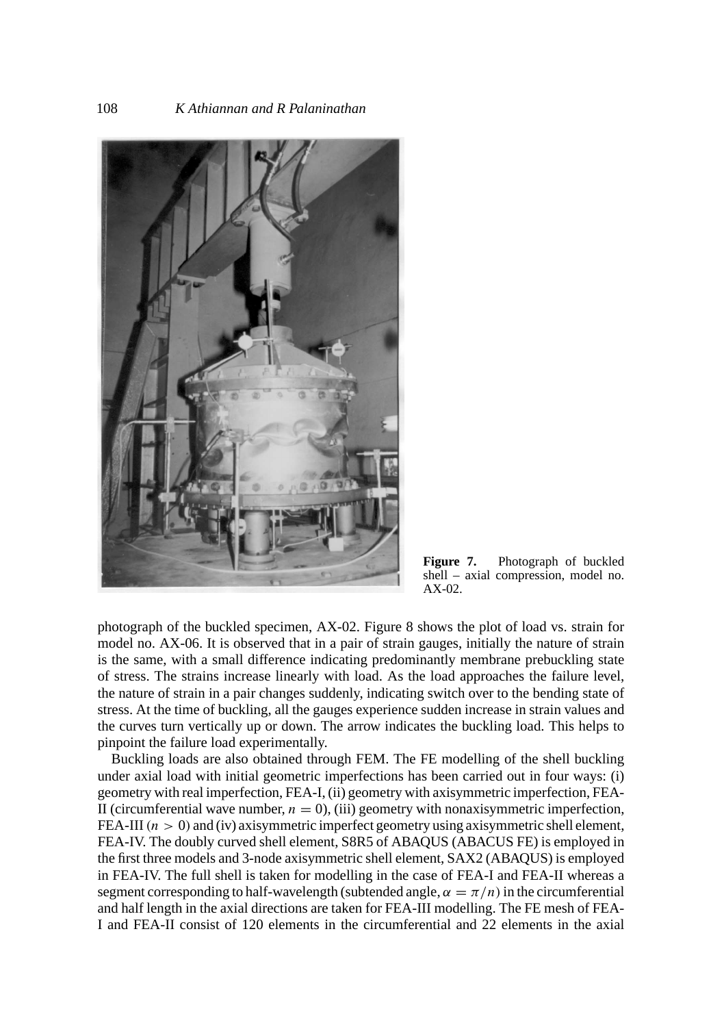**Figure 7.** Photograph of buckled shell – axial compression, model no. AX-02.

photograph of the buckled specimen, AX-02. Figure 8 shows the plot of load vs. strain for model no. AX-06. It is observed that in a pair of strain gauges, initially the nature of strain is the same, with a small difference indicating predominantly membrane prebuckling state of stress. The strains increase linearly with load. As the load approaches the failure level, the nature of strain in a pair changes suddenly, indicating switch over to the bending state of stress. At the time of buckling, all the gauges experience sudden increase in strain values and the curves turn vertically up or down. The arrow indicates the buckling load. This helps to pinpoint the failure load experimentally.

Buckling loads are also obtained through FEM. The FE modelling of the shell buckling under axial load with initial geometric imperfections has been carried out in four ways: (i) geometry with real imperfection, FEA-I, (ii) geometry with axisymmetric imperfection, FEA-II (circumferential wave number, $n = 0$), (iii) geometry with nonaxisymmetric imperfection, FEA-III ($n > 0$) and (iv) axisymmetric imperfect geometry using axisymmetric shell element, FEA-IV. The doubly curved shell element, S8R5 of ABAQUS (ABACUS FE) is employed in the first three models and 3-node axisymmetric shell element, SAX2 (ABAQUS) is employed in FEA-IV. The full shell is taken for modelling in the case of FEA-I and FEA-II whereas a segment corresponding to half-wavelength (subtended angle, $\alpha = \pi/n$) in the circumferential and half length in the axial directions are taken for FEA-III modelling. The FE mesh of FEA-I and FEA-II consist of 120 elements in the circumferential and 22 elements in the axial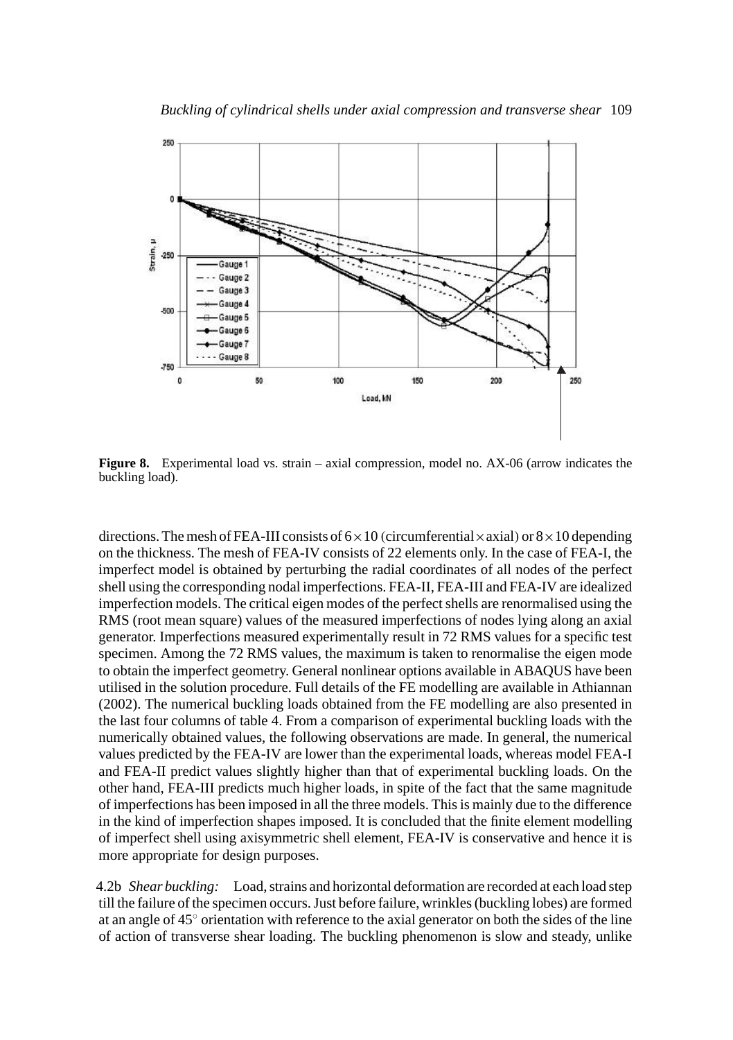**Figure 8.** Experimental load vs. strain – axial compression, model no. AX-06 (arrow indicates the buckling load).

directions. The mesh of FEA-III consists of $6 \times 10$ (circumferential $\times$ axial) or $8 \times 10$ depending on the thickness. The mesh of FEA-IV consists of 22 elements only. In the case of FEA-I, the imperfect model is obtained by perturbing the radial coordinates of all nodes of the perfect shell using the corresponding nodal imperfections. FEA-II, FEA-III and FEA-IV are idealized imperfection models. The critical eigen modes of the perfect shells are renormalised using the RMS (root mean square) values of the measured imperfections of nodes lying along an axial generator. Imperfections measured experimentally result in 72 RMS values for a specific test specimen. Among the 72 RMS values, the maximum is taken to renormalise the eigen mode to obtain the imperfect geometry. General nonlinear options available in ABAQUS have been utilised in the solution procedure. Full details of the FE modelling are available in Athiannan (2002). The numerical buckling loads obtained from the FE modelling are also presented in the last four columns of table 4. From a comparison of experimental buckling loads with the numerically obtained values, the following observations are made. In general, the numerical values predicted by the FEA-IV are lower than the experimental loads, whereas model FEA-I and FEA-II predict values slightly higher than that of experimental buckling loads. On the other hand, FEA-III predicts much higher loads, in spite of the fact that the same magnitude of imperfections has been imposed in all the three models. This is mainly due to the difference in the kind of imperfection shapes imposed. It is concluded that the finite element modelling of imperfect shell using axisymmetric shell element, FEA-IV is conservative and hence it is more appropriate for design purposes.

4.2b *Shear buckling:* Load, strains and horizontal deformation are recorded at each load step till the failure of the specimen occurs. Just before failure, wrinkles (buckling lobes) are formed at an angle of 45° orientation with reference to the axial generator on both the sides of the line of action of transverse shear loading. The buckling phenomenon is slow and steady, unlike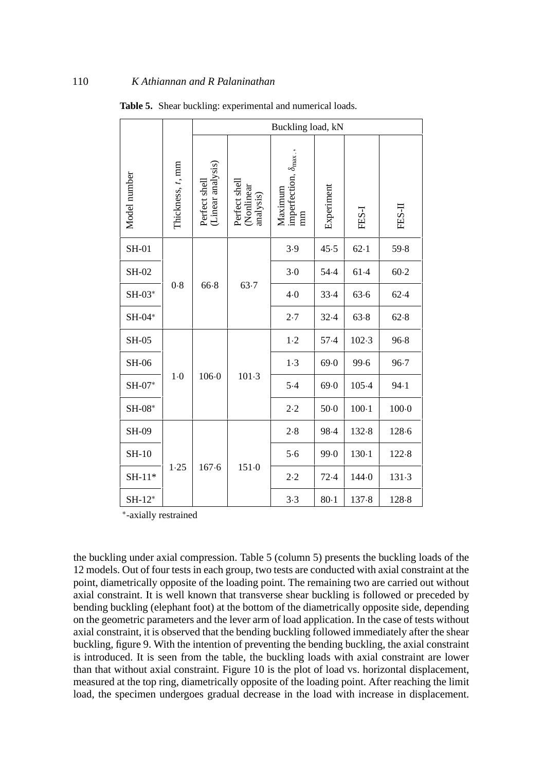**Table 5.** Shear buckling: experimental and numerical loads.

| Model number | Thickness, $t$, mm | Buckling load, kN | | | | | | |
|---|---|---|---|---|---|---|---|---|
| | | Perfect shell (Linear analysis) | Perfect shell (Nonlinear analysis) | Maximum imperfection, $\delta_{max.}$, mm | Experiment | FES-I | FES-II |
| SH-01 | 0·8 | 66·8 | 63·7 | 3·9 | 45·5 | 62·1 | 59·8 |
| SH-02 | | | | 3·0 | 54·4 | 61·4 | 60·2 |
| SH-03* | | | | 4·0 | 33·4 | 63·6 | 62·4 |
| SH-04* | | | | 2·7 | 32·4 | 63·8 | 62·8 |
| SH-05 | 1·0 | 106·0 | 101·3 | 1·2 | 57·4 | 102·3 | 96·8 |
| SH-06 | | | | 1·3 | 69·0 | 99·6 | 96·7 |
| SH-07* | | | | 5·4 | 69·0 | 105·4 | 94·1 |
| SH-08* | | | | 2·2 | 50·0 | 100·1 | 100·0 |
| SH-09 | 1·25 | 167·6 | 151·0 | 2·8 | 98·4 | 132·8 | 128·6 |
| SH-10 | | | | 5·6 | 99·0 | 130·1 | 122·8 |
| SH-11* | | | | 2·2 | 72·4 | 144·0 | 131·3 |
| SH-12* | | | | 3·3 | 80·1 | 137·8 | 128·8 |

*-axially restrained

the buckling under axial compression. Table 5 (column 5) presents the buckling loads of the 12 models. Out of four tests in each group, two tests are conducted with axial constraint at the point, diametrically opposite of the loading point. The remaining two are carried out without axial constraint. It is well known that transverse shear buckling is followed or preceded by bending buckling (elephant foot) at the bottom of the diametrically opposite side, depending on the geometric parameters and the lever arm of load application. In the case of tests without axial constraint, it is observed that the bending buckling followed immediately after the shear buckling, figure 9. With the intention of preventing the bending buckling, the axial constraint is introduced. It is seen from the table, the buckling loads with axial constraint are lower than that without axial constraint. Figure 10 is the plot of load vs. horizontal displacement, measured at the top ring, diametrically opposite of the loading point. After reaching the limit load, the specimen undergoes gradual decrease in the load with increase in displacement.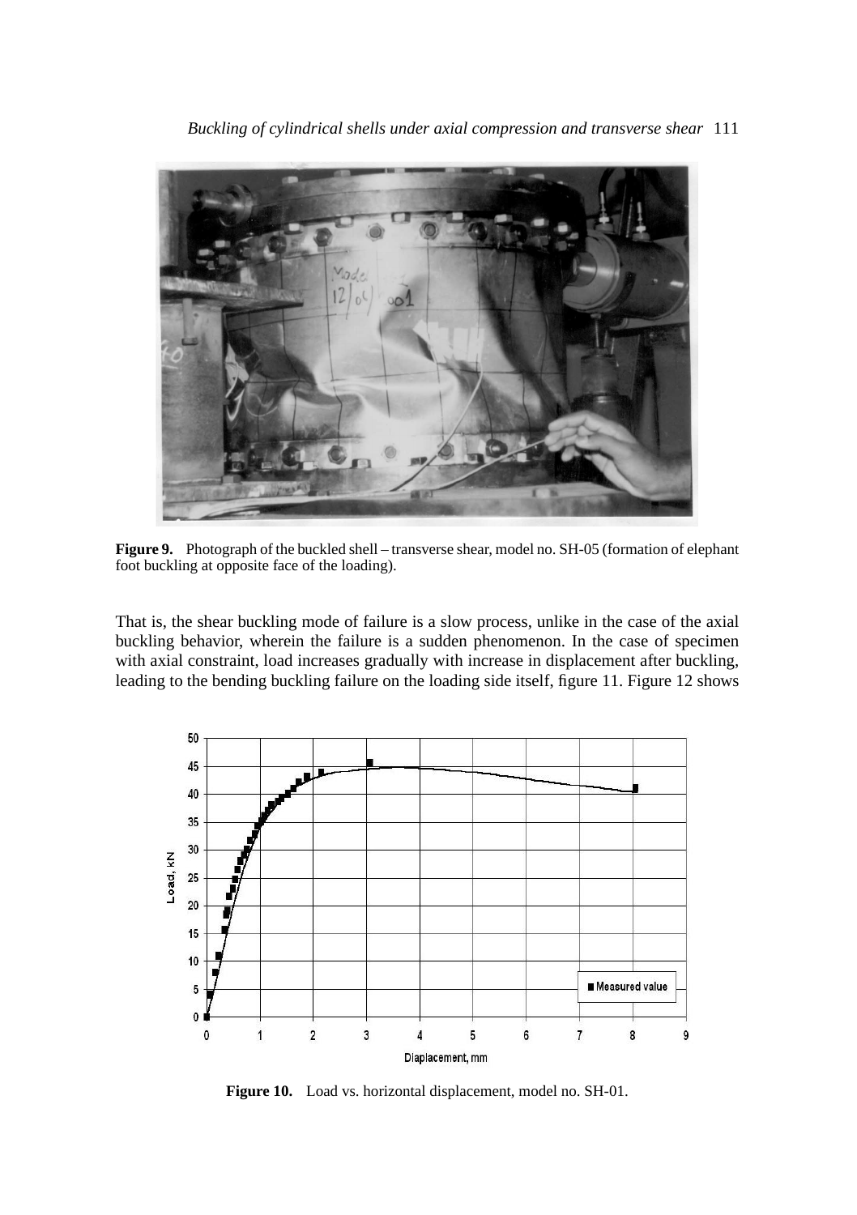**Figure 9.** Photograph of the buckled shell – transverse shear, model no. SH-05 (formation of elephant foot buckling at opposite face of the loading).

That is, the shear buckling mode of failure is a slow process, unlike in the case of the axial buckling behavior, wherein the failure is a sudden phenomenon. In the case of specimen with axial constraint, load increases gradually with increase in displacement after buckling, leading to the bending buckling failure on the loading side itself, figure 11. Figure 12 shows

**Figure 10.** Load vs. horizontal displacement, model no. SH-01.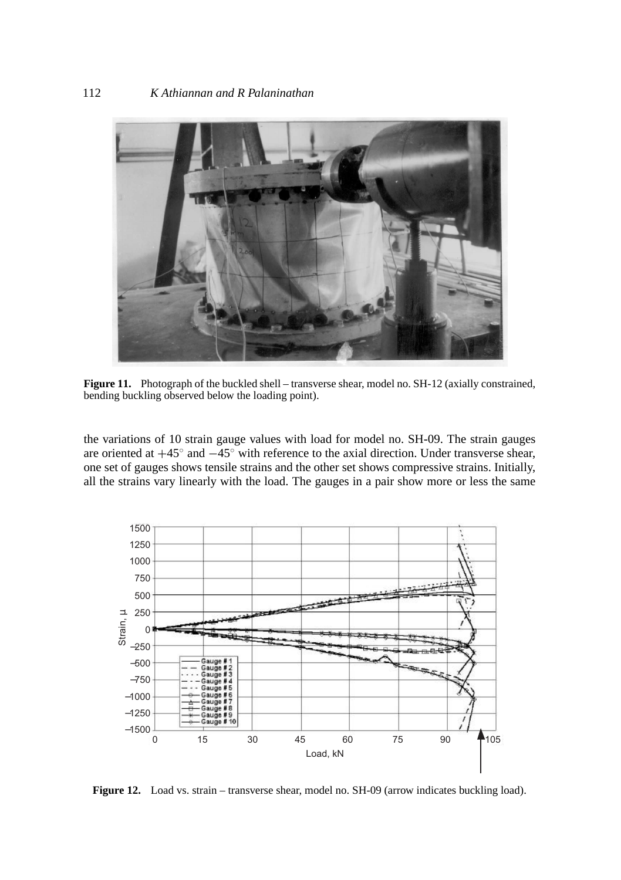**Figure 11.** Photograph of the buckled shell – transverse shear, model no. SH-12 (axially constrained, bending buckling observed below the loading point).

the variations of 10 strain gauge values with load for model no. SH-09. The strain gauges are oriented at $+45^{\circ}$ and $-45^{\circ}$ with reference to the axial direction. Under transverse shear, one set of gauges shows tensile strains and the other set shows compressive strains. Initially, all the strains vary linearly with the load. The gauges in a pair show more or less the same

**Figure 12.** Load vs. strain – transverse shear, model no. SH-09 (arrow indicates buckling load).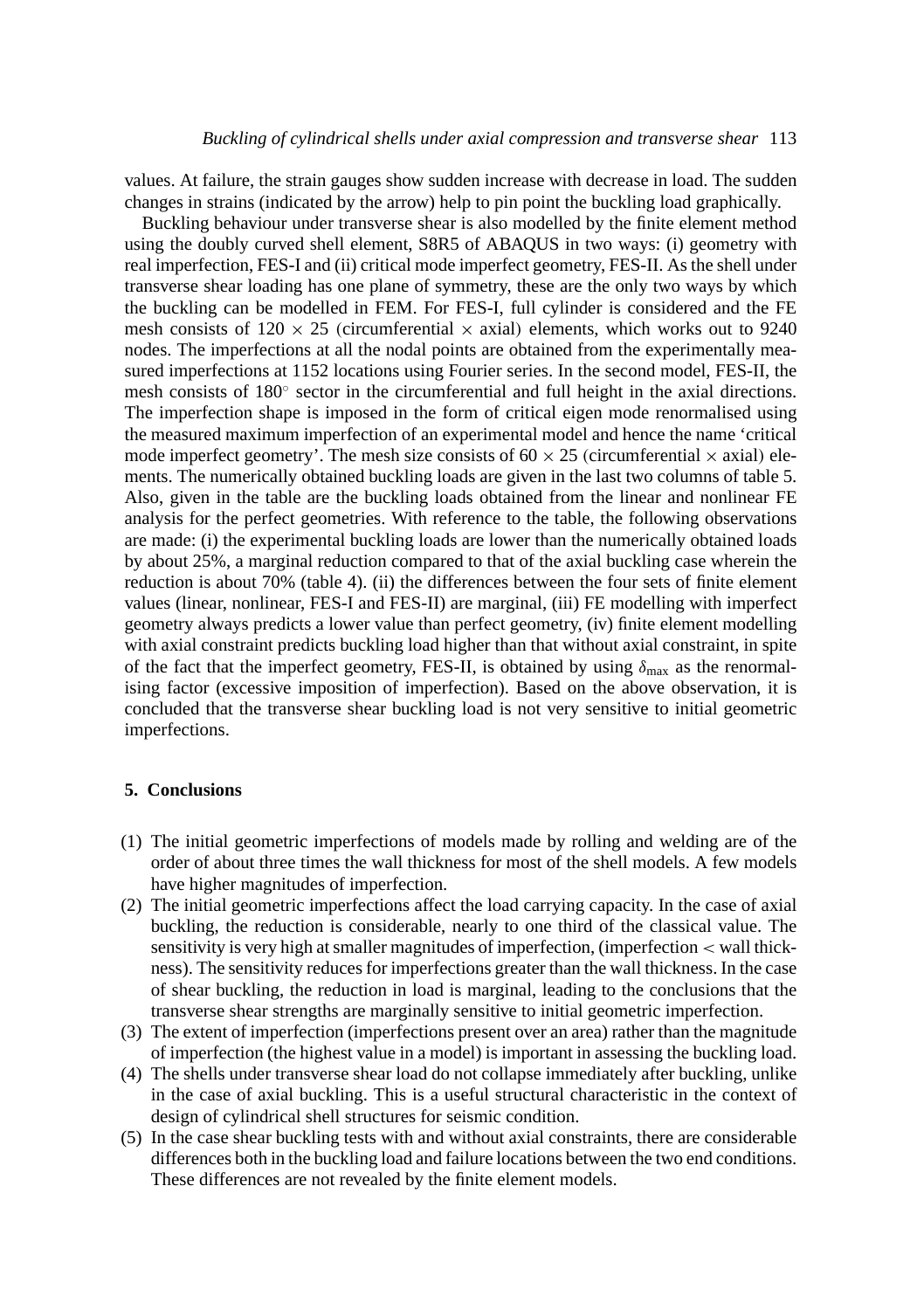values. At failure, the strain gauges show sudden increase with decrease in load. The sudden changes in strains (indicated by the arrow) help to pin point the buckling load graphically.

Buckling behaviour under transverse shear is also modelled by the finite element method using the doubly curved shell element, S8R5 of ABAQUS in two ways: (i) geometry with real imperfection, FES-I and (ii) critical mode imperfect geometry, FES-II. As the shell under transverse shear loading has one plane of symmetry, these are the only two ways by which the buckling can be modelled in FEM. For FES-I, full cylinder is considered and the FE mesh consists of $120 \times 25$ (circumferential $\times$ axial) elements, which works out to 9240 nodes. The imperfections at all the nodal points are obtained from the experimentally measured imperfections at 1152 locations using Fourier series. In the second model, FES-II, the mesh consists of $180^{\circ}$ sector in the circumferential and full height in the axial directions. The imperfection shape is imposed in the form of critical eigen mode renormalised using the measured maximum imperfection of an experimental model and hence the name 'critical mode imperfect geometry'. The mesh size consists of $60 \times 25$ (circumferential $\times$ axial) elements. The numerically obtained buckling loads are given in the last two columns of table 5. Also, given in the table are the buckling loads obtained from the linear and nonlinear FE analysis for the perfect geometries. With reference to the table, the following observations are made: (i) the experimental buckling loads are lower than the numerically obtained loads by about 25%, a marginal reduction compared to that of the axial buckling case wherein the reduction is about 70% (table 4). (ii) the differences between the four sets of finite element values (linear, nonlinear, FES-I and FES-II) are marginal, (iii) FE modelling with imperfect geometry always predicts a lower value than perfect geometry, (iv) finite element modelling with axial constraint predicts buckling load higher than that without axial constraint, in spite of the fact that the imperfect geometry, FES-II, is obtained by using $\delta_{\max}$ as the renormalising factor (excessive imposition of imperfection). Based on the above observation, it is concluded that the transverse shear buckling load is not very sensitive to initial geometric imperfections.

## 5. Conclusions

(1) The initial geometric imperfections of models made by rolling and welding are of the order of about three times the wall thickness for most of the shell models. A few models have higher magnitudes of imperfection.

(2) The initial geometric imperfections affect the load carrying capacity. In the case of axial buckling, the reduction is considerable, nearly to one third of the classical value. The sensitivity is very high at smaller magnitudes of imperfection, (imperfection $<$ wall thickness). The sensitivity reduces for imperfections greater than the wall thickness. In the case of shear buckling, the reduction in load is marginal, leading to the conclusions that the transverse shear strengths are marginally sensitive to initial geometric imperfection.

(3) The extent of imperfection (imperfections present over an area) rather than the magnitude of imperfection (the highest value in a model) is important in assessing the buckling load.

(4) The shells under transverse shear load do not collapse immediately after buckling, unlike in the case of axial buckling. This is a useful structural characteristic in the context of design of cylindrical shell structures for seismic condition.

(5) In the case shear buckling tests with and without axial constraints, there are considerable differences both in the buckling load and failure locations between the two end conditions. These differences are not revealed by the finite element models.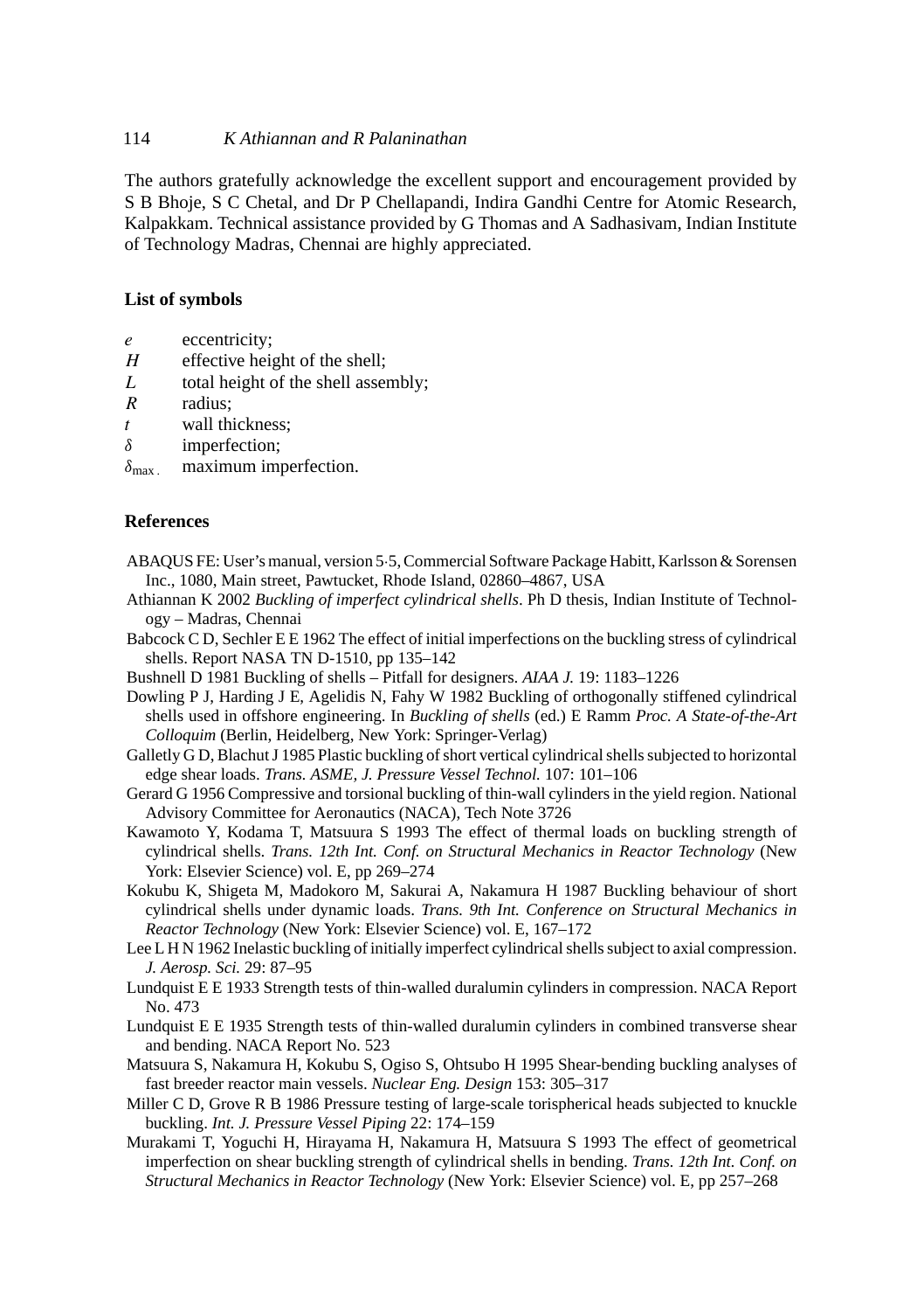The authors gratefully acknowledge the excellent support and encouragement provided by S B Bhoje, S C Chetal, and Dr P Chellapandi, Indira Gandhi Centre for Atomic Research, Kalpakkam. Technical assistance provided by G Thomas and A Sadhasivam, Indian Institute of Technology Madras, Chennai are highly appreciated.

## List of symbols

- $e$ — eccentricity;
- $H$ — effective height of the shell;
- $L$ — total height of the shell assembly;
- $R$ — radius;
- $t$ — wall thickness;
- $\delta$ — imperfection;
- $\delta_{\max.}$ — maximum imperfection.

## References

ABAQUS FE: User's manual, version 5·5, Commercial Software Package Habitt, Karlsson & Sorensen Inc., 1080, Main street, Pawtucket, Rhode Island, 02860–4867, USA

Athiannan K 2002 *Buckling of imperfect cylindrical shells*. Ph D thesis, Indian Institute of Technology – Madras, Chennai

Babcock C D, Sechler E E 1962 The effect of initial imperfections on the buckling stress of cylindrical shells. Report NASA TN D-1510, pp 135–142

Bushnell D 1981 Buckling of shells – Pitfall for designers. *AIAA J.* 19: 1183–1226

Dowling P J, Harding J E, Agelidis N, Fahy W 1982 Buckling of orthogonally stiffened cylindrical shells used in offshore engineering. In *Buckling of shells* (ed.) E Ramm *Proc. A State-of-the-Art Colloquim* (Berlin, Heidelberg, New York: Springer-Verlag)

Galletly G D, Blachut J 1985 Plastic buckling of short vertical cylindrical shells subjected to horizontal edge shear loads. *Trans. ASME, J. Pressure Vessel Technol.* 107: 101–106

Gerard G 1956 Compressive and torsional buckling of thin-wall cylinders in the yield region. National Advisory Committee for Aeronautics (NACA), Tech Note 3726

Kawamoto Y, Kodama T, Matsuura S 1993 The effect of thermal loads on buckling strength of cylindrical shells. *Trans. 12th Int. Conf. on Structural Mechanics in Reactor Technology* (New York: Elsevier Science) vol. E, pp 269–274

Kokubu K, Shigeta M, Madokoro M, Sakurai A, Nakamura H 1987 Buckling behaviour of short cylindrical shells under dynamic loads. *Trans. 9th Int. Conference on Structural Mechanics in Reactor Technology* (New York: Elsevier Science) vol. E, 167–172

Lee L H N 1962 Inelastic buckling of initially imperfect cylindrical shells subject to axial compression. *J. Aerosp. Sci.* 29: 87–95

Lundquist E E 1933 Strength tests of thin-walled duralumin cylinders in compression. NACA Report No. 473

Lundquist E E 1935 Strength tests of thin-walled duralumin cylinders in combined transverse shear and bending. NACA Report No. 523

Matsuura S, Nakamura H, Kokubu S, Ogiso S, Ohtsubo H 1995 Shear-bending buckling analyses of fast breeder reactor main vessels. *Nuclear Eng. Design* 153: 305–317

Miller C D, Grove R B 1986 Pressure testing of large-scale torispherical heads subjected to knuckle buckling. *Int. J. Pressure Vessel Piping* 22: 174–159

Murakami T, Yoguchi H, Hirayama H, Nakamura H, Matsuura S 1993 The effect of geometrical imperfection on shear buckling strength of cylindrical shells in bending. *Trans. 12th Int. Conf. on Structural Mechanics in Reactor Technology* (New York: Elsevier Science) vol. E, pp 257–268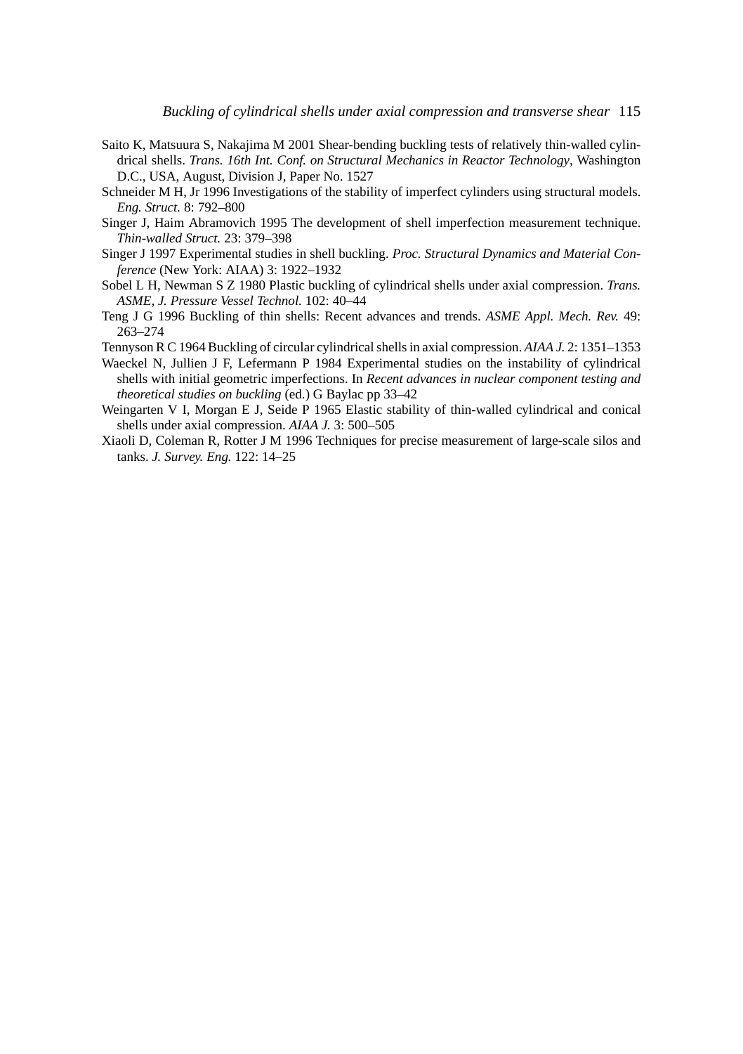Saito K, Matsuura S, Nakajima M 2001 Shear-bending buckling tests of relatively thin-walled cylindrical shells. *Trans. 16th Int. Conf. on Structural Mechanics in Reactor Technology*, Washington D.C., USA, August, Division J, Paper No. 1527

Schneider M H, Jr 1996 Investigations of the stability of imperfect cylinders using structural models. *Eng. Struct.* 8: 792–800

Singer J, Haim Abramovich 1995 The development of shell imperfection measurement technique. *Thin-walled Struct.* 23: 379–398

Singer J 1997 Experimental studies in shell buckling. *Proc. Structural Dynamics and Material Conference* (New York: AIAA) 3: 1922–1932

Sobel L H, Newman S Z 1980 Plastic buckling of cylindrical shells under axial compression. *Trans. ASME, J. Pressure Vessel Technol.* 102: 40–44

Teng J G 1996 Buckling of thin shells: Recent advances and trends. *ASME Appl. Mech. Rev.* 49: 263–274

Tennyson R C 1964 Buckling of circular cylindrical shells in axial compression. *AIAA J.* 2: 1351–1353

Waeckel N, Jullien J F, Lefermann P 1984 Experimental studies on the instability of cylindrical shells with initial geometric imperfections. In *Recent advances in nuclear component testing and theoretical studies on buckling* (ed.) G Baylac pp 33–42

Weingarten V I, Morgan E J, Seide P 1965 Elastic stability of thin-walled cylindrical and conical shells under axial compression. *AIAA J.* 3: 500–505

Xiaoli D, Coleman R, Rotter J M 1996 Techniques for precise measurement of large-scale silos and tanks. *J. Survey. Eng.* 122: 14–25